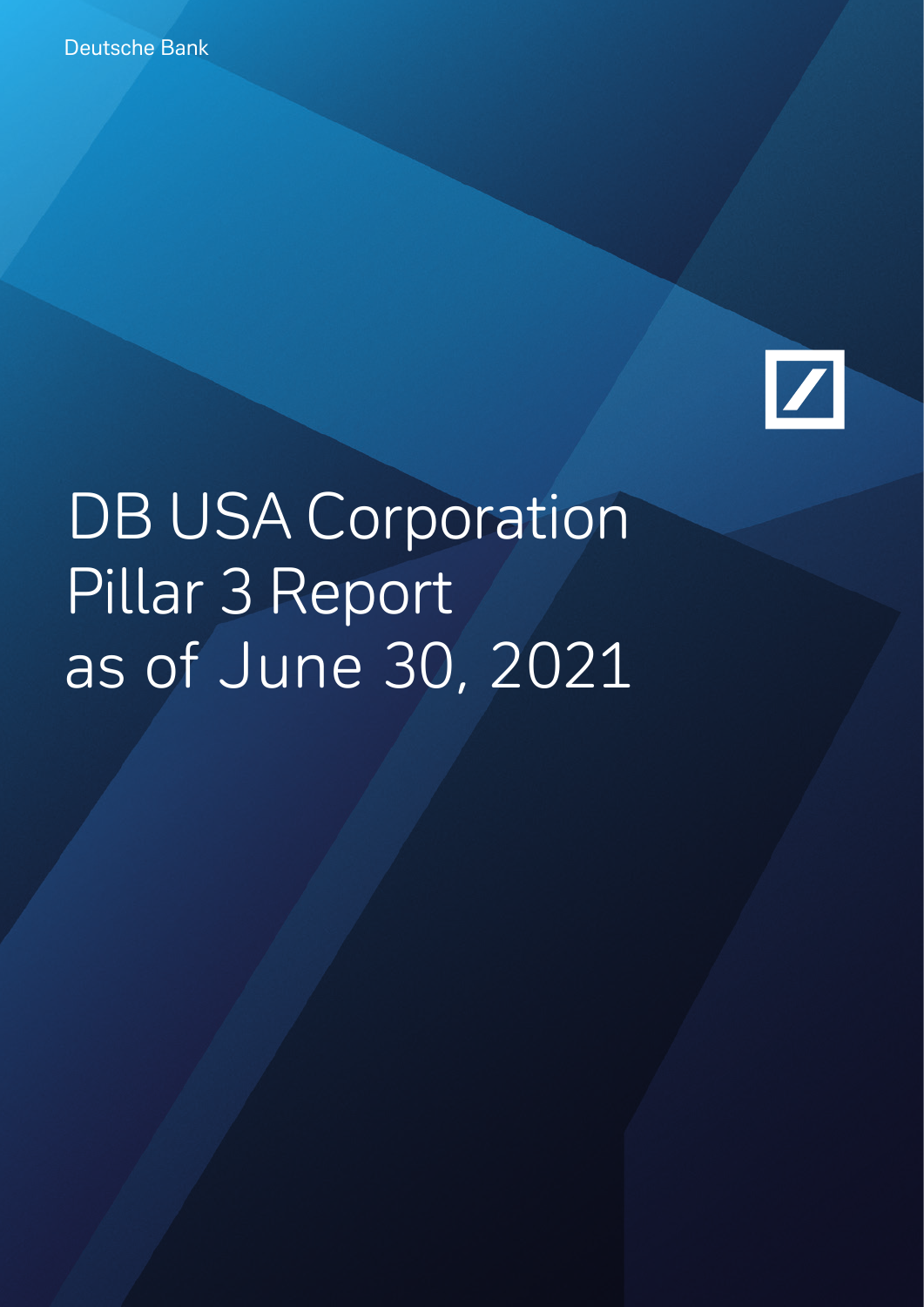Deutsche Bank

# DB USA Corporation Pillar 3 Report as of June 30, 2021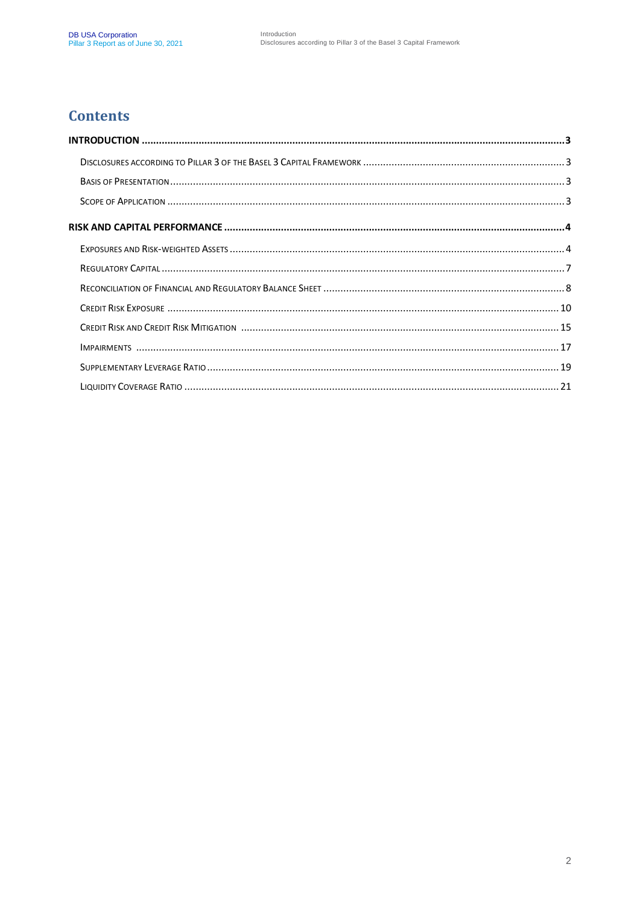# Contents

**INTRODUCTION** ..... 3

- Disclosures according to Pillar 3 of the Basel 3 Capital Framework ..... 3
- Basis of Presentation ..... 3
- Scope of Application ..... 3

**RISK AND CAPITAL PERFORMANCE** ..... 4

- Exposures and Risk-weighted Assets ..... 4
- Regulatory Capital ..... 7
- Reconciliation of Financial and Regulatory Balance Sheet ..... 8
- Credit Risk Exposure ..... 10
- Credit Risk and Credit Risk Mitigation ..... 15
- Impairments ..... 17
- Supplementary Leverage Ratio ..... 19
- Liquidity Coverage Ratio ..... 21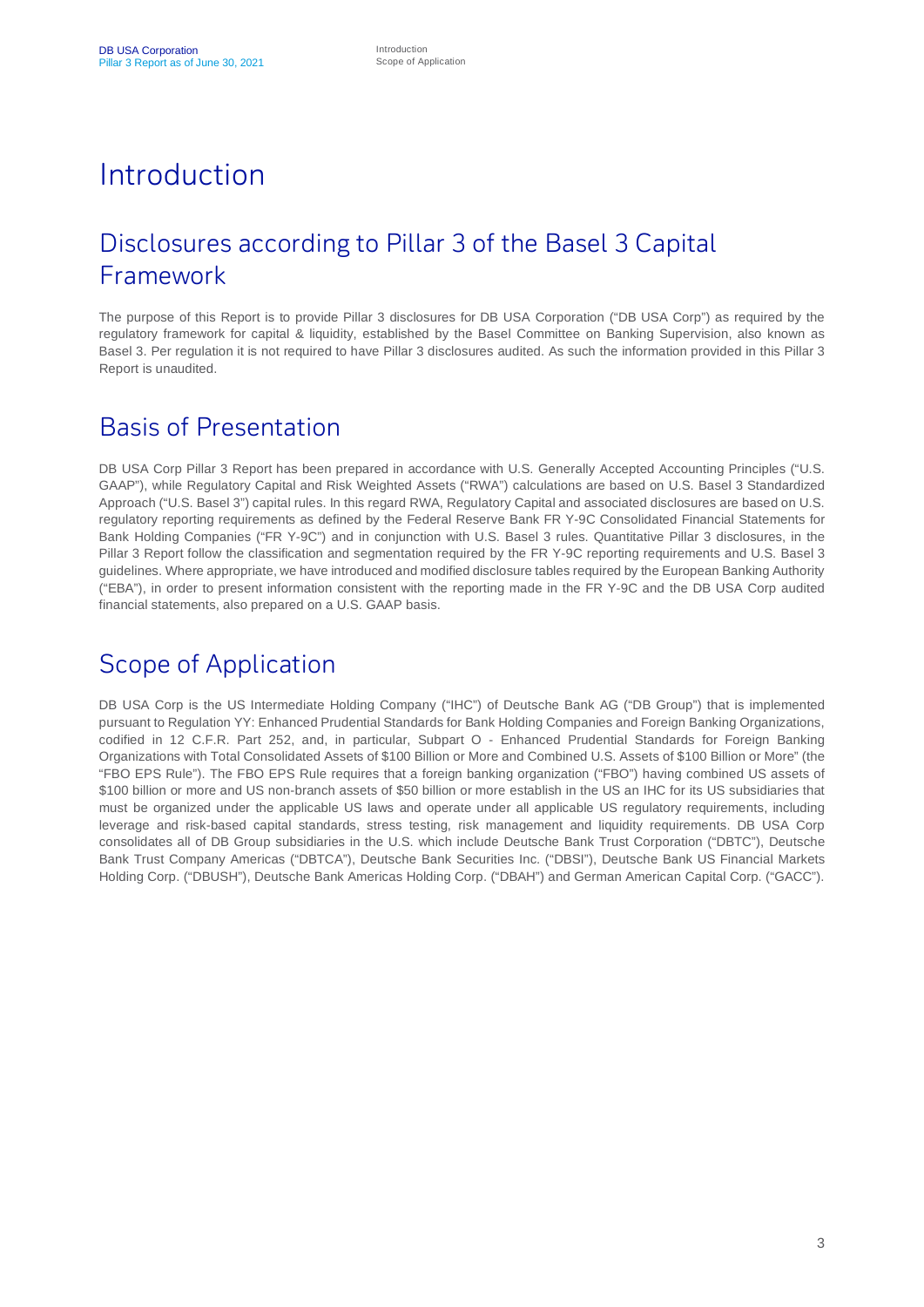# Introduction

## Disclosures according to Pillar 3 of the Basel 3 Capital Framework

The purpose of this Report is to provide Pillar 3 disclosures for DB USA Corporation ("DB USA Corp") as required by the regulatory framework for capital & liquidity, established by the Basel Committee on Banking Supervision, also known as Basel 3. Per regulation it is not required to have Pillar 3 disclosures audited. As such the information provided in this Pillar 3 Report is unaudited.

## Basis of Presentation

DB USA Corp Pillar 3 Report has been prepared in accordance with U.S. Generally Accepted Accounting Principles ("U.S. GAAP"), while Regulatory Capital and Risk Weighted Assets ("RWA") calculations are based on U.S. Basel 3 Standardized Approach ("U.S. Basel 3") capital rules. In this regard RWA, Regulatory Capital and associated disclosures are based on U.S. regulatory reporting requirements as defined by the Federal Reserve Bank FR Y-9C Consolidated Financial Statements for Bank Holding Companies ("FR Y-9C") and in conjunction with U.S. Basel 3 rules. Quantitative Pillar 3 disclosures, in the Pillar 3 Report follow the classification and segmentation required by the FR Y-9C reporting requirements and U.S. Basel 3 guidelines. Where appropriate, we have introduced and modified disclosure tables required by the European Banking Authority ("EBA"), in order to present information consistent with the reporting made in the FR Y-9C and the DB USA Corp audited financial statements, also prepared on a U.S. GAAP basis.

## Scope of Application

DB USA Corp is the US Intermediate Holding Company ("IHC") of Deutsche Bank AG ("DB Group") that is implemented pursuant to Regulation YY: Enhanced Prudential Standards for Bank Holding Companies and Foreign Banking Organizations, codified in 12 C.F.R. Part 252, and, in particular, Subpart O - Enhanced Prudential Standards for Foreign Banking Organizations with Total Consolidated Assets of $100 Billion or More and Combined U.S. Assets of $100 Billion or More" (the "FBO EPS Rule"). The FBO EPS Rule requires that a foreign banking organization ("FBO") having combined US assets of $100 billion or more and US non-branch assets of $50 billion or more establish in the US an IHC for its US subsidiaries that must be organized under the applicable US laws and operate under all applicable US regulatory requirements, including leverage and risk-based capital standards, stress testing, risk management and liquidity requirements. DB USA Corp consolidates all of DB Group subsidiaries in the U.S. which include Deutsche Bank Trust Corporation ("DBTC"), Deutsche Bank Trust Company Americas ("DBTCA"), Deutsche Bank Securities Inc. ("DBSI"), Deutsche Bank US Financial Markets Holding Corp. ("DBUSH"), Deutsche Bank Americas Holding Corp. ("DBAH") and German American Capital Corp. ("GACC").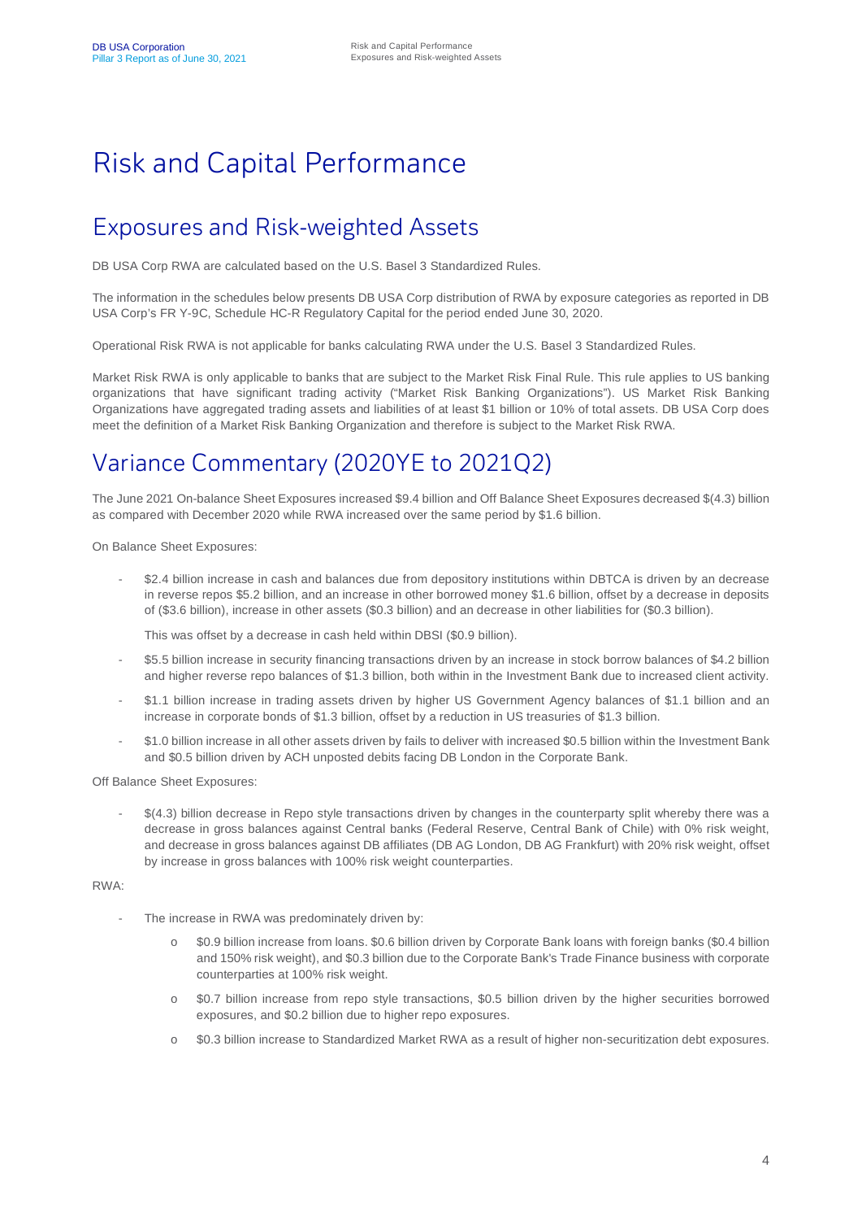# Risk and Capital Performance

## Exposures and Risk-weighted Assets

DB USA Corp RWA are calculated based on the U.S. Basel 3 Standardized Rules.

The information in the schedules below presents DB USA Corp distribution of RWA by exposure categories as reported in DB USA Corp's FR Y-9C, Schedule HC-R Regulatory Capital for the period ended June 30, 2020.

Operational Risk RWA is not applicable for banks calculating RWA under the U.S. Basel 3 Standardized Rules.

Market Risk RWA is only applicable to banks that are subject to the Market Risk Final Rule. This rule applies to US banking organizations that have significant trading activity ("Market Risk Banking Organizations"). US Market Risk Banking Organizations have aggregated trading assets and liabilities of at least $1 billion or 10% of total assets. DB USA Corp does meet the definition of a Market Risk Banking Organization and therefore is subject to the Market Risk RWA.

## Variance Commentary (2020YE to 2021Q2)

The June 2021 On-balance Sheet Exposures increased $9.4 billion and Off Balance Sheet Exposures decreased $(4.3) billion as compared with December 2020 while RWA increased over the same period by $1.6 billion.

On Balance Sheet Exposures:

- $2.4 billion increase in cash and balances due from depository institutions within DBTCA is driven by an decrease in reverse repos $5.2 billion, and an increase in other borrowed money $1.6 billion, offset by a decrease in deposits of ($3.6 billion), increase in other assets ($0.3 billion) and an decrease in other liabilities for ($0.3 billion).

  This was offset by a decrease in cash held within DBSI ($0.9 billion).

- $5.5 billion increase in security financing transactions driven by an increase in stock borrow balances of $4.2 billion and higher reverse repo balances of $1.3 billion, both within in the Investment Bank due to increased client activity.
- $1.1 billion increase in trading assets driven by higher US Government Agency balances of $1.1 billion and an increase in corporate bonds of $1.3 billion, offset by a reduction in US treasuries of $1.3 billion.
- $1.0 billion increase in all other assets driven by fails to deliver with increased $0.5 billion within the Investment Bank and $0.5 billion driven by ACH unposted debits facing DB London in the Corporate Bank.

Off Balance Sheet Exposures:

- $(4.3) billion decrease in Repo style transactions driven by changes in the counterparty split whereby there was a decrease in gross balances against Central banks (Federal Reserve, Central Bank of Chile) with 0% risk weight, and decrease in gross balances against DB affiliates (DB AG London, DB AG Frankfurt) with 20% risk weight, offset by increase in gross balances with 100% risk weight counterparties.

RWA:

- The increase in RWA was predominately driven by:
  - $0.9 billion increase from loans. $0.6 billion driven by Corporate Bank loans with foreign banks ($0.4 billion and 150% risk weight), and $0.3 billion due to the Corporate Bank's Trade Finance business with corporate counterparties at 100% risk weight.
  - $0.7 billion increase from repo style transactions, $0.5 billion driven by the higher securities borrowed exposures, and $0.2 billion due to higher repo exposures.
  - $0.3 billion increase to Standardized Market RWA as a result of higher non-securitization debt exposures.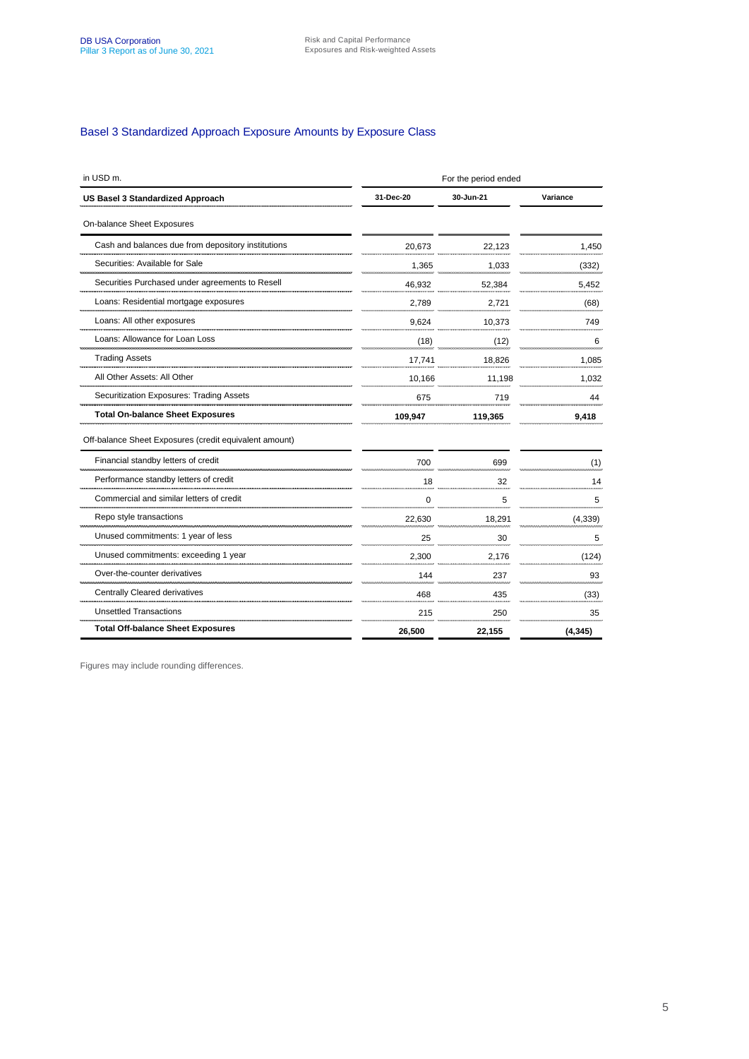## Basel 3 Standardized Approach Exposure Amounts by Exposure Class

| in USD m. | For the period ended | | |
|---|---|---|---|
| US Basel 3 Standardized Approach | 31-Dec-20 | 30-Jun-21 | Variance |
| On-balance Sheet Exposures | | | |
| Cash and balances due from depository institutions | 20,673 | 22,123 | 1,450 |
| Securities: Available for Sale | 1,365 | 1,033 | (332) |
| Securities Purchased under agreements to Resell | 46,932 | 52,384 | 5,452 |
| Loans: Residential mortgage exposures | 2,789 | 2,721 | (68) |
| Loans: All other exposures | 9,624 | 10,373 | 749 |
| Loans: Allowance for Loan Loss | (18) | (12) | 6 |
| Trading Assets | 17,741 | 18,826 | 1,085 |
| All Other Assets: All Other | 10,166 | 11,198 | 1,032 |
| Securitization Exposures: Trading Assets | 675 | 719 | 44 |
| **Total On-balance Sheet Exposures** | **109,947** | **119,365** | **9,418** |
| Off-balance Sheet Exposures (credit equivalent amount) | | | |
| Financial standby letters of credit | 700 | 699 | (1) |
| Performance standby letters of credit | 18 | 32 | 14 |
| Commercial and similar letters of credit | 0 | 5 | 5 |
| Repo style transactions | 22,630 | 18,291 | (4,339) |
| Unused commitments: 1 year of less | 25 | 30 | 5 |
| Unused commitments: exceeding 1 year | 2,300 | 2,176 | (124) |
| Over-the-counter derivatives | 144 | 237 | 93 |
| Centrally Cleared derivatives | 468 | 435 | (33) |
| Unsettled Transactions | 215 | 250 | 35 |
| **Total Off-balance Sheet Exposures** | **26,500** | **22,155** | **(4,345)** |

Figures may include rounding differences.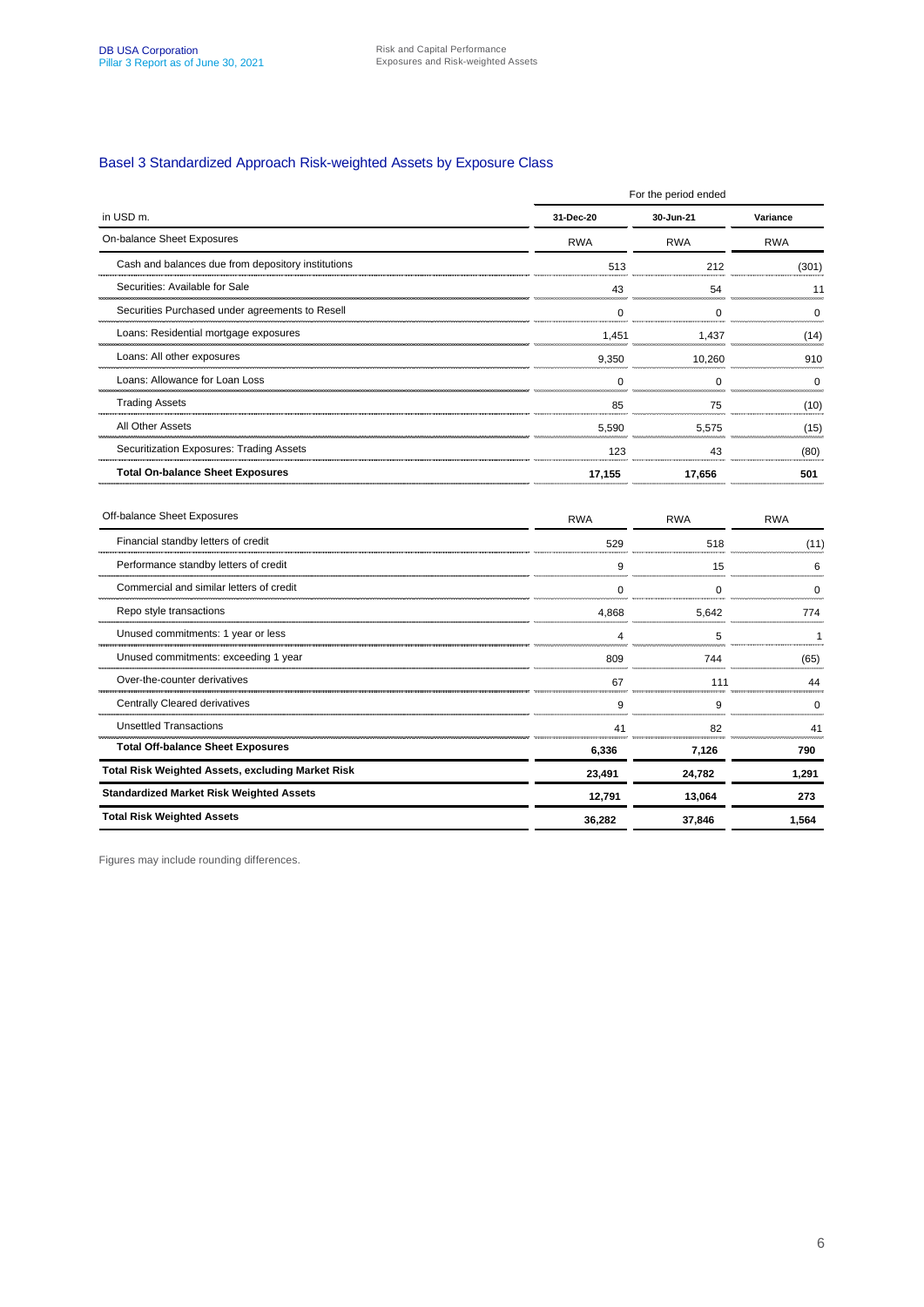## Basel 3 Standardized Approach Risk-weighted Assets by Exposure Class

| | For the period ended | | |
|---|---|---|---|
| in USD m. | 31-Dec-20 | 30-Jun-21 | Variance |
| **On-balance Sheet Exposures** | RWA | RWA | RWA |
| Cash and balances due from depository institutions | 513 | 212 | (301) |
| Securities: Available for Sale | 43 | 54 | 11 |
| Securities Purchased under agreements to Resell | 0 | 0 | 0 |
| Loans: Residential mortgage exposures | 1,451 | 1,437 | (14) |
| Loans: All other exposures | 9,350 | 10,260 | 910 |
| Loans: Allowance for Loan Loss | 0 | 0 | 0 |
| Trading Assets | 85 | 75 | (10) |
| All Other Assets | 5,590 | 5,575 | (15) |
| Securitization Exposures: Trading Assets | 123 | 43 | (80) |
| **Total On-balance Sheet Exposures** | **17,155** | **17,656** | **501** |
| **Off-balance Sheet Exposures** | RWA | RWA | RWA |
| Financial standby letters of credit | 529 | 518 | (11) |
| Performance standby letters of credit | 9 | 15 | 6 |
| Commercial and similar letters of credit | 0 | 0 | 0 |
| Repo style transactions | 4,868 | 5,642 | 774 |
| Unused commitments: 1 year or less | 4 | 5 | 1 |
| Unused commitments: exceeding 1 year | 809 | 744 | (65) |
| Over-the-counter derivatives | 67 | 111 | 44 |
| Centrally Cleared derivatives | 9 | 9 | 0 |
| Unsettled Transactions | 41 | 82 | 41 |
| **Total Off-balance Sheet Exposures** | **6,336** | **7,126** | **790** |
| **Total Risk Weighted Assets, excluding Market Risk** | **23,491** | **24,782** | **1,291** |
| **Standardized Market Risk Weighted Assets** | **12,791** | **13,064** | **273** |
| **Total Risk Weighted Assets** | **36,282** | **37,846** | **1,564** |

Figures may include rounding differences.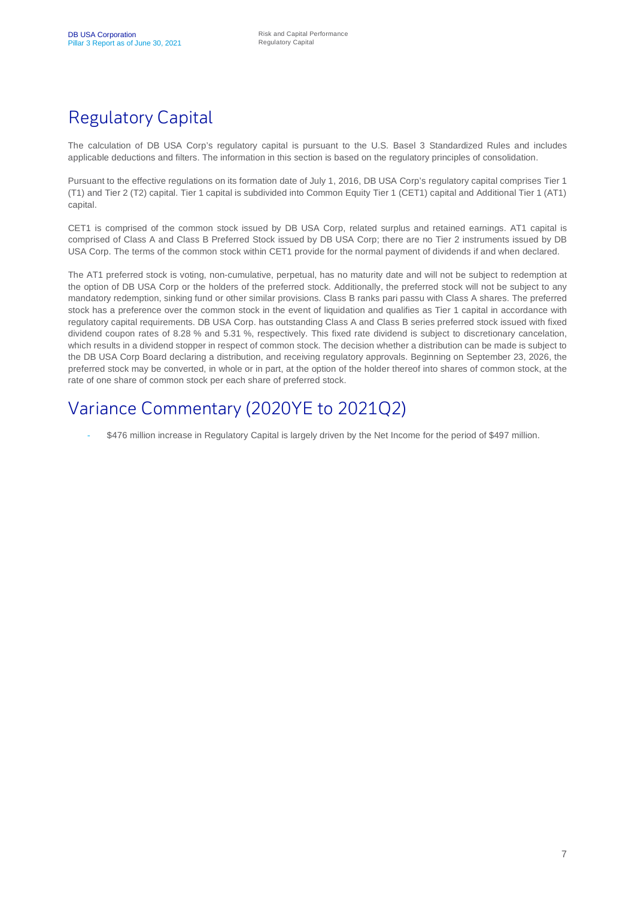## Regulatory Capital

The calculation of DB USA Corp's regulatory capital is pursuant to the U.S. Basel 3 Standardized Rules and includes applicable deductions and filters. The information in this section is based on the regulatory principles of consolidation.

Pursuant to the effective regulations on its formation date of July 1, 2016, DB USA Corp's regulatory capital comprises Tier 1 (T1) and Tier 2 (T2) capital. Tier 1 capital is subdivided into Common Equity Tier 1 (CET1) capital and Additional Tier 1 (AT1) capital.

CET1 is comprised of the common stock issued by DB USA Corp, related surplus and retained earnings. AT1 capital is comprised of Class A and Class B Preferred Stock issued by DB USA Corp; there are no Tier 2 instruments issued by DB USA Corp. The terms of the common stock within CET1 provide for the normal payment of dividends if and when declared.

The AT1 preferred stock is voting, non-cumulative, perpetual, has no maturity date and will not be subject to redemption at the option of DB USA Corp or the holders of the preferred stock. Additionally, the preferred stock will not be subject to any mandatory redemption, sinking fund or other similar provisions. Class B ranks pari passu with Class A shares. The preferred stock has a preference over the common stock in the event of liquidation and qualifies as Tier 1 capital in accordance with regulatory capital requirements. DB USA Corp. has outstanding Class A and Class B series preferred stock issued with fixed dividend coupon rates of 8.28 % and 5.31 %, respectively. This fixed rate dividend is subject to discretionary cancelation, which results in a dividend stopper in respect of common stock. The decision whether a distribution can be made is subject to the DB USA Corp Board declaring a distribution, and receiving regulatory approvals. Beginning on September 23, 2026, the preferred stock may be converted, in whole or in part, at the option of the holder thereof into shares of common stock, at the rate of one share of common stock per each share of preferred stock.

## Variance Commentary (2020YE to 2021Q2)

- $476 million increase in Regulatory Capital is largely driven by the Net Income for the period of $497 million.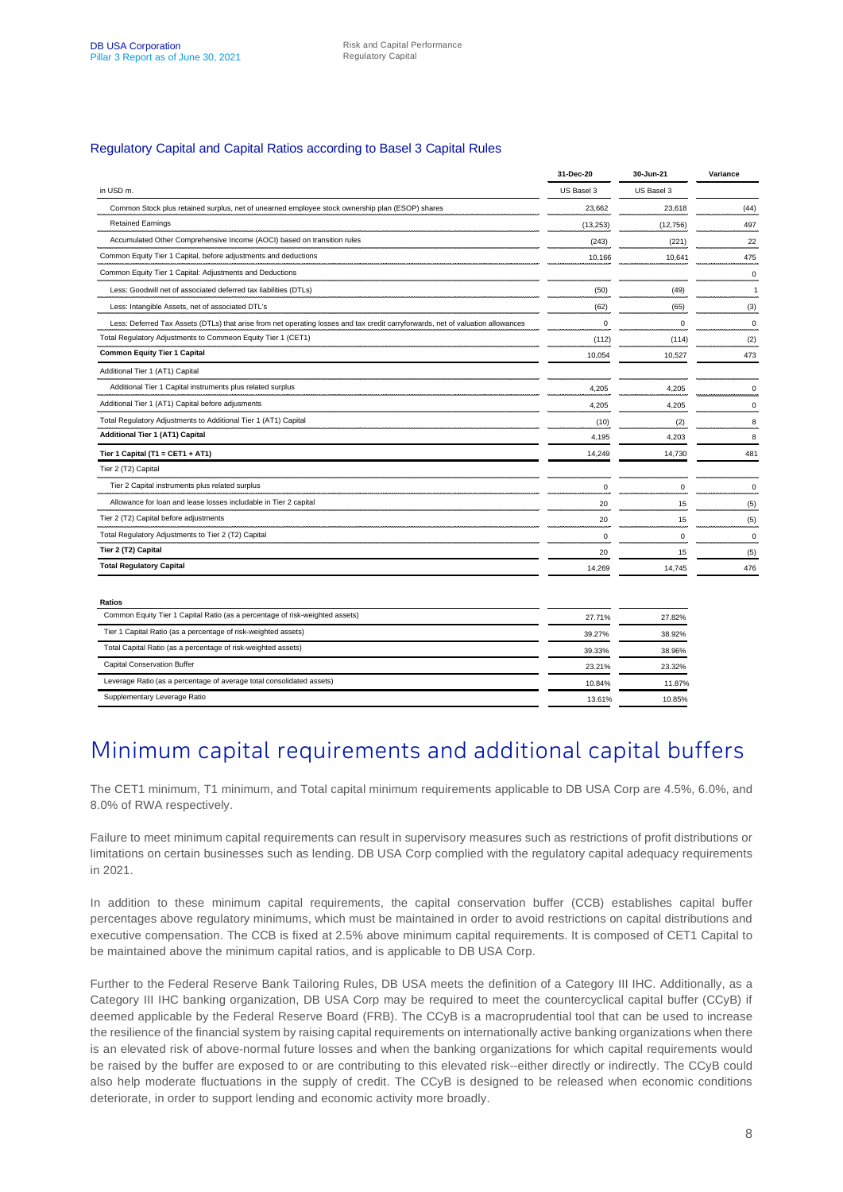### Regulatory Capital and Capital Ratios according to Basel 3 Capital Rules

| | 31-Dec-20 | 30-Jun-21 | Variance |
|---|---|---|---|
| in USD m. | US Basel 3 | US Basel 3 | |
| Common Stock plus retained surplus, net of unearned employee stock ownership plan (ESOP) shares | 23,662 | 23,618 | (44) |
| Retained Earnings | (13,253) | (12,756) | 497 |
| Accumulated Other Comprehensive Income (AOCI) based on transition rules | (243) | (221) | 22 |
| Common Equity Tier 1 Capital, before adjustments and deductions | 10,166 | 10,641 | 475 |
| Common Equity Tier 1 Capital: Adjustments and Deductions | | | 0 |
| Less: Goodwill net of associated deferred tax liabilities (DTLs) | (50) | (49) | 1 |
| Less: Intangible Assets, net of associated DTL's | (62) | (65) | (3) |
| Less: Deferred Tax Assets (DTLs) that arise from net operating losses and tax credit carryforwards, net of valuation allowances | 0 | 0 | 0 |
| Total Regulatory Adjustments to Commeon Equity Tier 1 (CET1) | (112) | (114) | (2) |
| **Common Equity Tier 1 Capital** | 10,054 | 10,527 | 473 |
| Additional Tier 1 (AT1) Capital | | | |
| Additional Tier 1 Capital instruments plus related surplus | 4,205 | 4,205 | 0 |
| Additional Tier 1 (AT1) Capital before adjustments | 4,205 | 4,205 | 0 |
| Total Regulatory Adjustments to Additional Tier 1 (AT1) Capital | (10) | (2) | 8 |
| **Additional Tier 1 (AT1) Capital** | 4,195 | 4,203 | 8 |
| **Tier 1 Capital (T1 = CET1 + AT1)** | 14,249 | 14,730 | 481 |
| Tier 2 (T2) Capital | | | |
| Tier 2 Capital instruments plus related surplus | 0 | 0 | 0 |
| Allowance for loan and lease losses includable in Tier 2 capital | 20 | 15 | (5) |
| Tier 2 (T2) Capital before adjustments | 20 | 15 | (5) |
| Total Regulatory Adjustments to Tier 2 (T2) Capital | 0 | 0 | 0 |
| **Tier 2 (T2) Capital** | 20 | 15 | (5) |
| **Total Regulatory Capital** | 14,269 | 14,745 | 476 |

| **Ratios** | 31-Dec-20 | 30-Jun-21 |
|---|---|---|
| Common Equity Tier 1 Capital Ratio (as a percentage of risk-weighted assets) | 27.71% | 27.82% |
| Tier 1 Capital Ratio (as a percentage of risk-weighted assets) | 39.27% | 38.92% |
| Total Capital Ratio (as a percentage of risk-weighted assets) | 39.33% | 38.96% |
| Capital Conservation Buffer | 23.21% | 23.32% |
| Leverage Ratio (as a percentage of average total consolidated assets) | 10.84% | 11.87% |
| Supplementary Leverage Ratio | 13.61% | 10.85% |

# Minimum capital requirements and additional capital buffers

The CET1 minimum, T1 minimum, and Total capital minimum requirements applicable to DB USA Corp are 4.5%, 6.0%, and 8.0% of RWA respectively.

Failure to meet minimum capital requirements can result in supervisory measures such as restrictions of profit distributions or limitations on certain businesses such as lending. DB USA Corp complied with the regulatory capital adequacy requirements in 2021.

In addition to these minimum capital requirements, the capital conservation buffer (CCB) establishes capital buffer percentages above regulatory minimums, which must be maintained in order to avoid restrictions on capital distributions and executive compensation. The CCB is fixed at 2.5% above minimum capital requirements. It is composed of CET1 Capital to be maintained above the minimum capital ratios, and is applicable to DB USA Corp.

Further to the Federal Reserve Bank Tailoring Rules, DB USA meets the definition of a Category III IHC. Additionally, as a Category III IHC banking organization, DB USA Corp may be required to meet the countercyclical capital buffer (CCyB) if deemed applicable by the Federal Reserve Board (FRB). The CCyB is a macroprudential tool that can be used to increase the resilience of the financial system by raising capital requirements on internationally active banking organizations when there is an elevated risk of above-normal future losses and when the banking organizations for which capital requirements would be raised by the buffer are exposed to or are contributing to this elevated risk--either directly or indirectly. The CCyB could also help moderate fluctuations in the supply of credit. The CCyB is designed to be released when economic conditions deteriorate, in order to support lending and economic activity more broadly.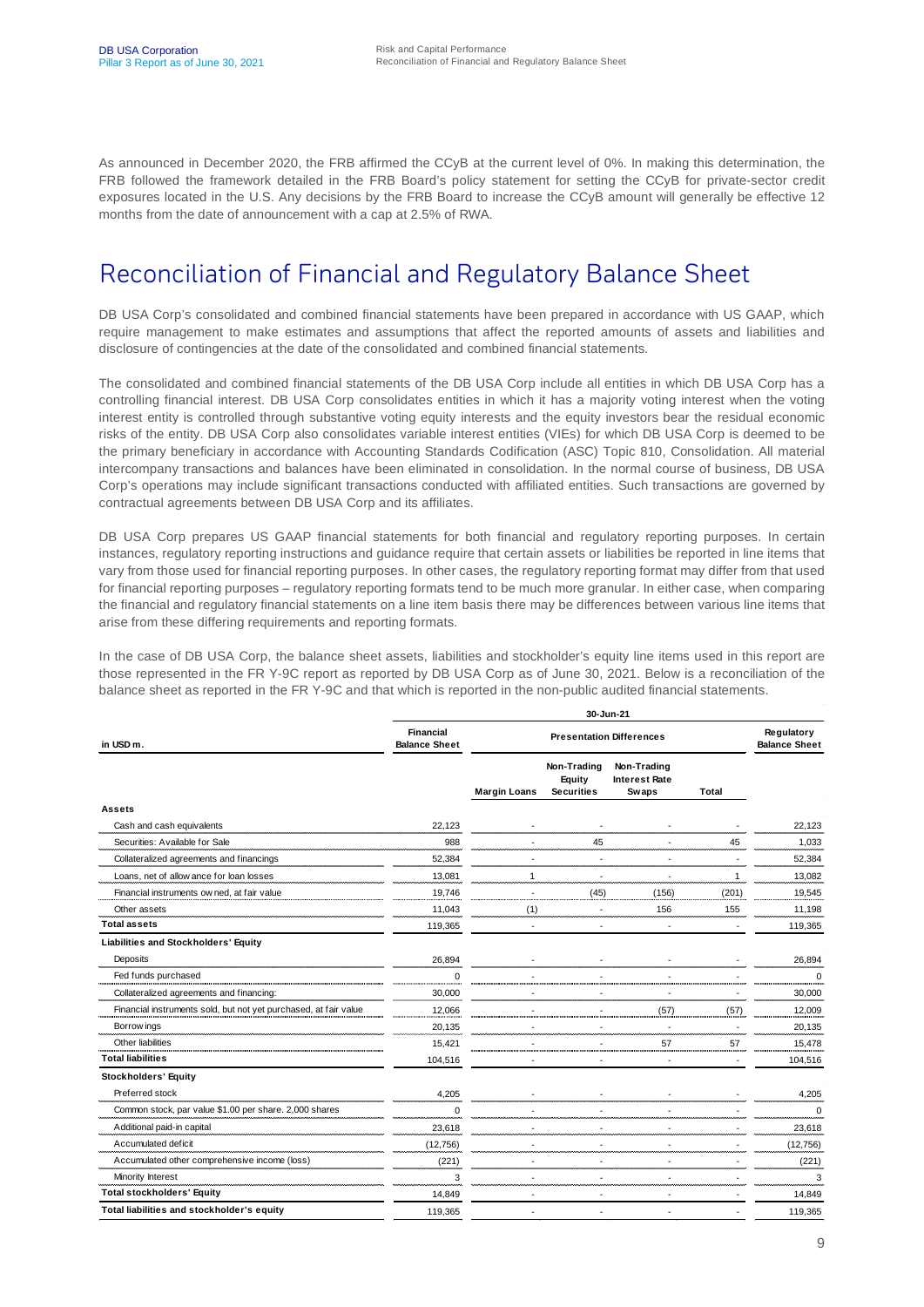As announced in December 2020, the FRB affirmed the CCyB at the current level of 0%. In making this determination, the FRB followed the framework detailed in the FRB Board's policy statement for setting the CCyB for private-sector credit exposures located in the U.S. Any decisions by the FRB Board to increase the CCyB amount will generally be effective 12 months from the date of announcement with a cap at 2.5% of RWA.

# Reconciliation of Financial and Regulatory Balance Sheet

DB USA Corp's consolidated and combined financial statements have been prepared in accordance with US GAAP, which require management to make estimates and assumptions that affect the reported amounts of assets and liabilities and disclosure of contingencies at the date of the consolidated and combined financial statements.

The consolidated and combined financial statements of the DB USA Corp include all entities in which DB USA Corp has a controlling financial interest. DB USA Corp consolidates entities in which it has a majority voting interest when the voting interest entity is controlled through substantive voting equity interests and the equity investors bear the residual economic risks of the entity. DB USA Corp also consolidates variable interest entities (VIEs) for which DB USA Corp is deemed to be the primary beneficiary in accordance with Accounting Standards Codification (ASC) Topic 810, Consolidation. All material intercompany transactions and balances have been eliminated in consolidation. In the normal course of business, DB USA Corp's operations may include significant transactions conducted with affiliated entities. Such transactions are governed by contractual agreements between DB USA Corp and its affiliates.

DB USA Corp prepares US GAAP financial statements for both financial and regulatory reporting purposes. In certain instances, regulatory reporting instructions and guidance require that certain assets or liabilities be reported in line items that vary from those used for financial reporting purposes. In other cases, the regulatory reporting format may differ from that used for financial reporting purposes – regulatory reporting formats tend to be much more granular. In either case, when comparing the financial and regulatory financial statements on a line item basis there may be differences between various line items that arise from these differing requirements and reporting formats.

In the case of DB USA Corp, the balance sheet assets, liabilities and stockholder's equity line items used in this report are those represented in the FR Y-9C report as reported by DB USA Corp as of June 30, 2021. Below is a reconciliation of the balance sheet as reported in the FR Y-9C and that which is reported in the non-public audited financial statements.

| in USD m. | 30-Jun-21 | | | | | |
|---|---|---|---|---|---|---|
| | Financial Balance Sheet | Presentation Differences | | | | Regulatory Balance Sheet |
| | | Margin Loans | Non-Trading Equity Securities | Non-Trading Interest Rate Swaps | Total | |
| **Assets** | | | | | | |
| Cash and cash equivalents | 22,123 | - | - | - | - | 22,123 |
| Securities: Available for Sale | 988 | - | 45 | - | 45 | 1,033 |
| Collateralized agreements and financings | 52,384 | - | - | - | - | 52,384 |
| Loans, net of allowance for loan losses | 13,081 | 1 | - | - | 1 | 13,082 |
| Financial instruments owned, at fair value | 19,746 | - | (45) | (156) | (201) | 19,545 |
| Other assets | 11,043 | (1) | - | 156 | 155 | 11,198 |
| **Total assets** | 119,365 | - | - | - | - | 119,365 |
| **Liabilities and Stockholders' Equity** | | | | | | |
| Deposits | 26,894 | - | - | - | - | 26,894 |
| Fed funds purchased | 0 | - | - | - | - | 0 |
| Collateralized agreements and financing: | 30,000 | - | - | - | - | 30,000 |
| Financial instruments sold, but not yet purchased, at fair value | 12,066 | - | - | (57) | (57) | 12,009 |
| Borrowings | 20,135 | - | - | - | - | 20,135 |
| Other liabilities | 15,421 | - | - | 57 | 57 | 15,478 |
| **Total liabilities** | 104,516 | - | - | - | - | 104,516 |
| **Stockholders' Equity** | | | | | | |
| Preferred stock | 4,205 | - | - | - | - | 4,205 |
| Common stock, par value $1.00 per share. 2,000 shares | 0 | - | - | - | - | 0 |
| Additional paid-in capital | 23,618 | - | - | - | - | 23,618 |
| Accumulated deficit | (12,756) | - | - | - | - | (12,756) |
| Accumulated other comprehensive income (loss) | (221) | - | - | - | - | (221) |
| Minority Interest | 3 | - | - | - | - | 3 |
| **Total stockholders' Equity** | 14,849 | - | - | - | - | 14,849 |
| **Total liabilities and stockholder's equity** | 119,365 | - | - | - | - | 119,365 |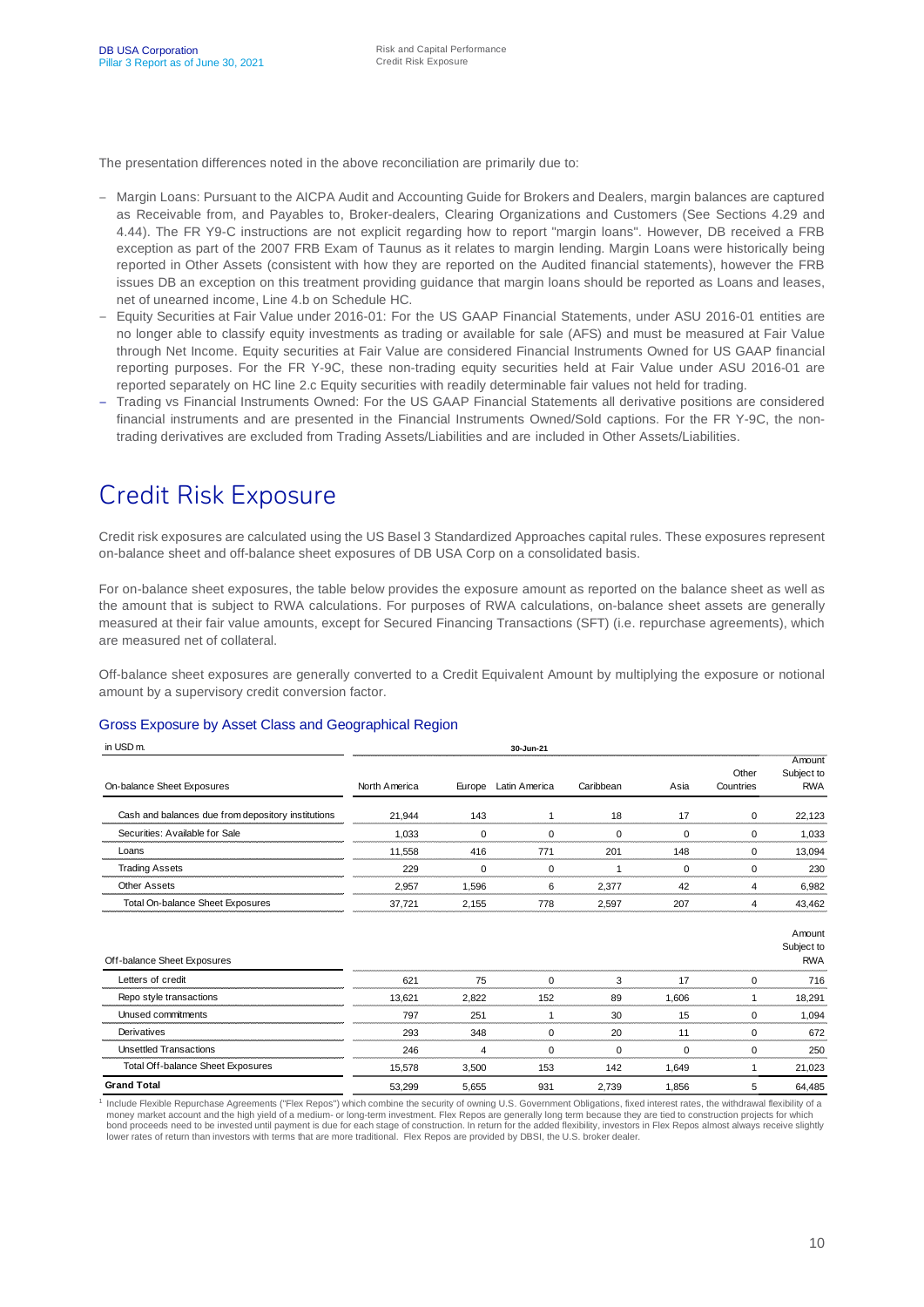The presentation differences noted in the above reconciliation are primarily due to:

- Margin Loans: Pursuant to the AICPA Audit and Accounting Guide for Brokers and Dealers, margin balances are captured as Receivable from, and Payables to, Broker-dealers, Clearing Organizations and Customers (See Sections 4.29 and 4.44). The FR Y9-C instructions are not explicit regarding how to report "margin loans". However, DB received a FRB exception as part of the 2007 FRB Exam of Taunus as it relates to margin lending. Margin Loans were historically being reported in Other Assets (consistent with how they are reported on the Audited financial statements), however the FRB issues DB an exception on this treatment providing guidance that margin loans should be reported as Loans and leases, net of unearned income, Line 4.b on Schedule HC.
- Equity Securities at Fair Value under 2016-01: For the US GAAP Financial Statements, under ASU 2016-01 entities are no longer able to classify equity investments as trading or available for sale (AFS) and must be measured at Fair Value through Net Income. Equity securities at Fair Value are considered Financial Instruments Owned for US GAAP financial reporting purposes. For the FR Y-9C, these non-trading equity securities held at Fair Value under ASU 2016-01 are reported separately on HC line 2.c Equity securities with readily determinable fair values not held for trading.
- Trading vs Financial Instruments Owned: For the US GAAP Financial Statements all derivative positions are considered financial instruments and are presented in the Financial Instruments Owned/Sold captions. For the FR Y-9C, the non-trading derivatives are excluded from Trading Assets/Liabilities and are included in Other Assets/Liabilities.

# Credit Risk Exposure

Credit risk exposures are calculated using the US Basel 3 Standardized Approaches capital rules. These exposures represent on-balance sheet and off-balance sheet exposures of DB USA Corp on a consolidated basis.

For on-balance sheet exposures, the table below provides the exposure amount as reported on the balance sheet as well as the amount that is subject to RWA calculations. For purposes of RWA calculations, on-balance sheet assets are generally measured at their fair value amounts, except for Secured Financing Transactions (SFT) (i.e. repurchase agreements), which are measured net of collateral.

Off-balance sheet exposures are generally converted to a Credit Equivalent Amount by multiplying the exposure or notional amount by a supervisory credit conversion factor.

## Gross Exposure by Asset Class and Geographical Region

| in USD m. | 30-Jun-21 | | | | | | |
|---|---|---|---|---|---|---|---|
| On-balance Sheet Exposures | North America | Europe | Latin America | Caribbean | Asia | Other Countries | Amount Subject to RWA |
| Cash and balances due from depository institutions | 21,944 | 143 | 1 | 18 | 17 | 0 | 22,123 |
| Securities: Available for Sale | 1,033 | 0 | 0 | 0 | 0 | 0 | 1,033 |
| Loans | 11,558 | 416 | 771 | 201 | 148 | 0 | 13,094 |
| Trading Assets | 229 | 0 | 0 | 1 | 0 | 0 | 230 |
| Other Assets | 2,957 | 1,596 | 6 | 2,377 | 42 | 4 | 6,982 |
| Total On-balance Sheet Exposures | 37,721 | 2,155 | 778 | 2,597 | 207 | 4 | 43,462 |
| Off-balance Sheet Exposures | | | | | | | Amount Subject to RWA |
| Letters of credit | 621 | 75 | 0 | 3 | 17 | 0 | 716 |
| Repo style transactions | 13,621 | 2,822 | 152 | 89 | 1,606 | 1 | 18,291 |
| Unused commitments | 797 | 251 | 1 | 30 | 15 | 0 | 1,094 |
| Derivatives | 293 | 348 | 0 | 20 | 11 | 0 | 672 |
| Unsettled Transactions | 246 | 4 | 0 | 0 | 0 | 0 | 250 |
| Total Off-balance Sheet Exposures | 15,578 | 3,500 | 153 | 142 | 1,649 | 1 | 21,023 |
| **Grand Total** | 53,299 | 5,655 | 931 | 2,739 | 1,856 | 5 | 64,485 |

[1] Include Flexible Repurchase Agreements ("Flex Repos") which combine the security of owning U.S. Government Obligations, fixed interest rates, the withdrawal flexibility of a money market account and the high yield of a medium- or long-term investment. Flex Repos are generally long term because they are tied to construction projects for which bond proceeds need to be invested until payment is due for each stage of construction. In return for the added flexibility, investors in Flex Repos almost always receive slightly lower rates of return than investors with terms that are more traditional. Flex Repos are provided by DBSI, the U.S. broker dealer.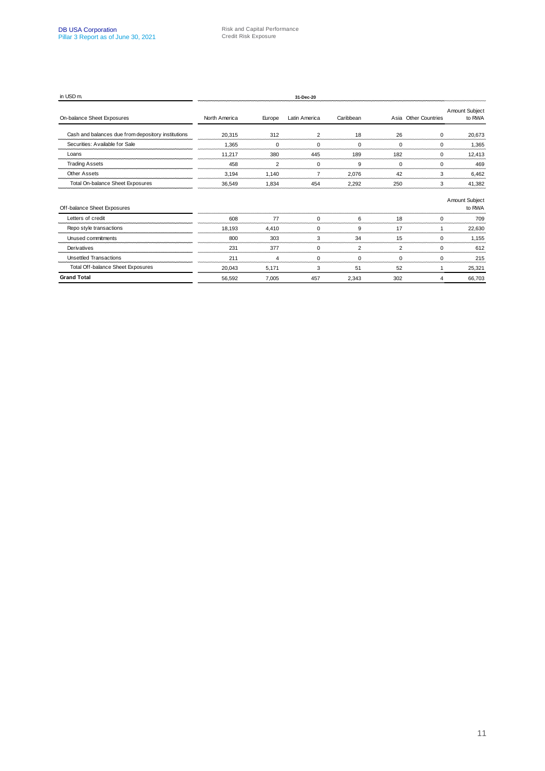| in USD m. | 31-Dec-20 | | | | | | |
|---|---|---|---|---|---|---|---|
| On-balance Sheet Exposures | North America | Europe | Latin America | Caribbean | Asia | Other Countries | Amount Subject to RWA |
| Cash and balances due from depository institutions | 20,315 | 312 | 2 | 18 | 26 | 0 | 20,673 |
| Securities: Available for Sale | 1,365 | 0 | 0 | 0 | 0 | 0 | 1,365 |
| Loans | 11,217 | 380 | 445 | 189 | 182 | 0 | 12,413 |
| Trading Assets | 458 | 2 | 0 | 9 | 0 | 0 | 469 |
| Other Assets | 3,194 | 1,140 | 7 | 2,076 | 42 | 3 | 6,462 |
| Total On-balance Sheet Exposures | 36,549 | 1,834 | 454 | 2,292 | 250 | 3 | 41,382 |
| Off-balance Sheet Exposures | | | | | | | Amount Subject to RWA |
| Letters of credit | 608 | 77 | 0 | 6 | 18 | 0 | 709 |
| Repo style transactions | 18,193 | 4,410 | 0 | 9 | 17 | 1 | 22,630 |
| Unused commitments | 800 | 303 | 3 | 34 | 15 | 0 | 1,155 |
| Derivatives | 231 | 377 | 0 | 2 | 2 | 0 | 612 |
| Unsettled Transactions | 211 | 4 | 0 | 0 | 0 | 0 | 215 |
| Total Off-balance Sheet Exposures | 20,043 | 5,171 | 3 | 51 | 52 | 1 | 25,321 |
| **Grand Total** | 56,592 | 7,005 | 457 | 2,343 | 302 | 4 | 66,703 |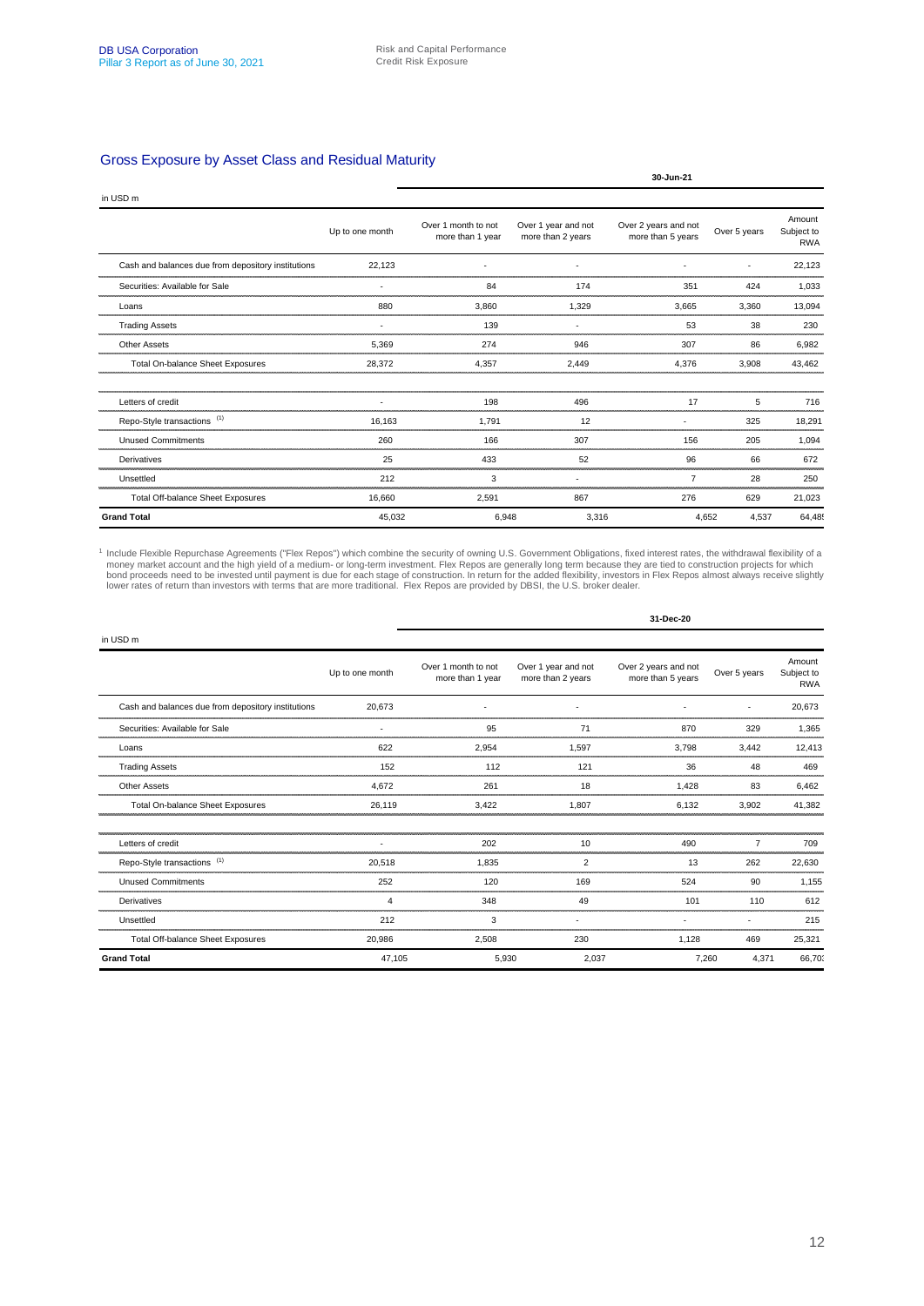## Gross Exposure by Asset Class and Residual Maturity

| in USD m | 30-Jun-21 | | | | | |
|---|---|---|---|---|---|---|
| | Up to one month | Over 1 month to not more than 1 year | Over 1 year and not more than 2 years | Over 2 years and not more than 5 years | Over 5 years | Amount Subject to RWA |
| Cash and balances due from depository institutions | 22,123 | - | - | - | - | 22,123 |
| Securities: Available for Sale | - | 84 | 174 | 351 | 424 | 1,033 |
| Loans | 880 | 3,860 | 1,329 | 3,665 | 3,360 | 13,094 |
| Trading Assets | - | 139 | - | 53 | 38 | 230 |
| Other Assets | 5,369 | 274 | 946 | 307 | 86 | 6,982 |
| Total On-balance Sheet Exposures | 28,372 | 4,357 | 2,449 | 4,376 | 3,908 | 43,462 |
| Letters of credit | - | 198 | 496 | 17 | 5 | 716 |
| Repo-Style transactions [1] | 16,163 | 1,791 | 12 | - | 325 | 18,291 |
| Unused Commitments | 260 | 166 | 307 | 156 | 205 | 1,094 |
| Derivatives | 25 | 433 | 52 | 96 | 66 | 672 |
| Unsettled | 212 | 3 | - | 7 | 28 | 250 |
| Total Off-balance Sheet Exposures | 16,660 | 2,591 | 867 | 276 | 629 | 21,023 |
| **Grand Total** | 45,032 | 6,948 | 3,316 | 4,652 | 4,537 | 64,485 |

[1] Include Flexible Repurchase Agreements ("Flex Repos") which combine the security of owning U.S. Government Obligations, fixed interest rates, the withdrawal flexibility of a money market account and the high yield of a medium- or long-term investment. Flex Repos are generally long term because they are tied to construction projects for which bond proceeds need to be invested until payment is due for each stage of construction. In return for the added flexibility, investors in Flex Repos almost always receive slightly lower rates of return than investors with terms that are more traditional. Flex Repos are provided by DBSI, the U.S. broker dealer.

| in USD m | 31-Dec-20 | | | | | |
|---|---|---|---|---|---|---|
| | Up to one month | Over 1 month to not more than 1 year | Over 1 year and not more than 2 years | Over 2 years and not more than 5 years | Over 5 years | Amount Subject to RWA |
| Cash and balances due from depository institutions | 20,673 | - | - | - | - | 20,673 |
| Securities: Available for Sale | - | 95 | 71 | 870 | 329 | 1,365 |
| Loans | 622 | 2,954 | 1,597 | 3,798 | 3,442 | 12,413 |
| Trading Assets | 152 | 112 | 121 | 36 | 48 | 469 |
| Other Assets | 4,672 | 261 | 18 | 1,428 | 83 | 6,462 |
| Total On-balance Sheet Exposures | 26,119 | 3,422 | 1,807 | 6,132 | 3,902 | 41,382 |
| Letters of credit | - | 202 | 10 | 490 | 7 | 709 |
| Repo-Style transactions [1] | 20,518 | 1,835 | 2 | 13 | 262 | 22,630 |
| Unused Commitments | 252 | 120 | 169 | 524 | 90 | 1,155 |
| Derivatives | 4 | 348 | 49 | 101 | 110 | 612 |
| Unsettled | 212 | 3 | - | - | - | 215 |
| Total Off-balance Sheet Exposures | 20,986 | 2,508 | 230 | 1,128 | 469 | 25,321 |
| **Grand Total** | 47,105 | 5,930 | 2,037 | 7,260 | 4,371 | 66,703 |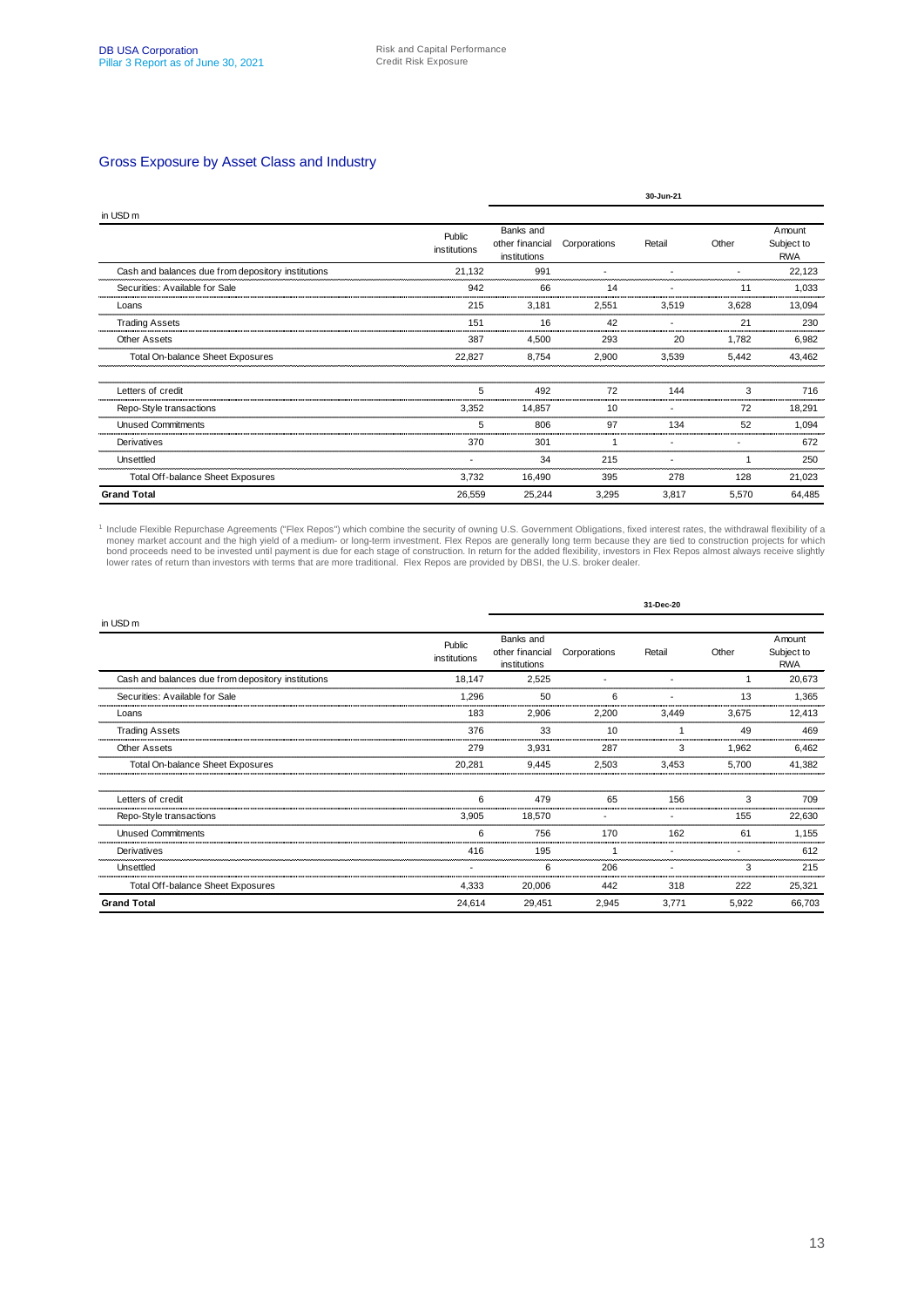## Gross Exposure by Asset Class and Industry

| in USD m | 30-Jun-21 | | | | | |
|---|---|---|---|---|---|---|
| | Public institutions | Banks and other financial institutions | Corporations | Retail | Other | Amount Subject to RWA |
| Cash and balances due from depository institutions | 21,132 | 991 | - | - | - | 22,123 |
| Securities: Available for Sale | 942 | 66 | 14 | - | 11 | 1,033 |
| Loans | 215 | 3,181 | 2,551 | 3,519 | 3,628 | 13,094 |
| Trading Assets | 151 | 16 | 42 | - | 21 | 230 |
| Other Assets | 387 | 4,500 | 293 | 20 | 1,782 | 6,982 |
| Total On-balance Sheet Exposures | 22,827 | 8,754 | 2,900 | 3,539 | 5,442 | 43,462 |
| Letters of credit | 5 | 492 | 72 | 144 | 3 | 716 |
| Repo-Style transactions | 3,352 | 14,857 | 10 | - | 72 | 18,291 |
| Unused Commitments | 5 | 806 | 97 | 134 | 52 | 1,094 |
| Derivatives | 370 | 301 | 1 | - | - | 672 |
| Unsettled | - | 34 | 215 | - | 1 | 250 |
| Total Off-balance Sheet Exposures | 3,732 | 16,490 | 395 | 278 | 128 | 21,023 |
| **Grand Total** | 26,559 | 25,244 | 3,295 | 3,817 | 5,570 | 64,485 |

[1] Include Flexible Repurchase Agreements ("Flex Repos") which combine the security of owning U.S. Government Obligations, fixed interest rates, the withdrawal flexibility of a money market account and the high yield of a medium- or long-term investment. Flex Repos are generally long term because they are tied to construction projects for which bond proceeds need to be invested until payment is due for each stage of construction. In return for the added flexibility, investors in Flex Repos almost always receive slightly lower rates of return than investors with terms that are more traditional. Flex Repos are provided by DBSI, the U.S. broker dealer.

| in USD m | 31-Dec-20 | | | | | |
|---|---|---|---|---|---|---|
| | Public institutions | Banks and other financial institutions | Corporations | Retail | Other | Amount Subject to RWA |
| Cash and balances due from depository institutions | 18,147 | 2,525 | - | - | 1 | 20,673 |
| Securities: Available for Sale | 1,296 | 50 | 6 | - | 13 | 1,365 |
| Loans | 183 | 2,906 | 2,200 | 3,449 | 3,675 | 12,413 |
| Trading Assets | 376 | 33 | 10 | 1 | 49 | 469 |
| Other Assets | 279 | 3,931 | 287 | 3 | 1,962 | 6,462 |
| Total On-balance Sheet Exposures | 20,281 | 9,445 | 2,503 | 3,453 | 5,700 | 41,382 |
| Letters of credit | 6 | 479 | 65 | 156 | 3 | 709 |
| Repo-Style transactions | 3,905 | 18,570 | - | - | 155 | 22,630 |
| Unused Commitments | 6 | 756 | 170 | 162 | 61 | 1,155 |
| Derivatives | 416 | 195 | 1 | - | - | 612 |
| Unsettled | - | 6 | 206 | - | 3 | 215 |
| Total Off-balance Sheet Exposures | 4,333 | 20,006 | 442 | 318 | 222 | 25,321 |
| **Grand Total** | 24,614 | 29,451 | 2,945 | 3,771 | 5,922 | 66,703 |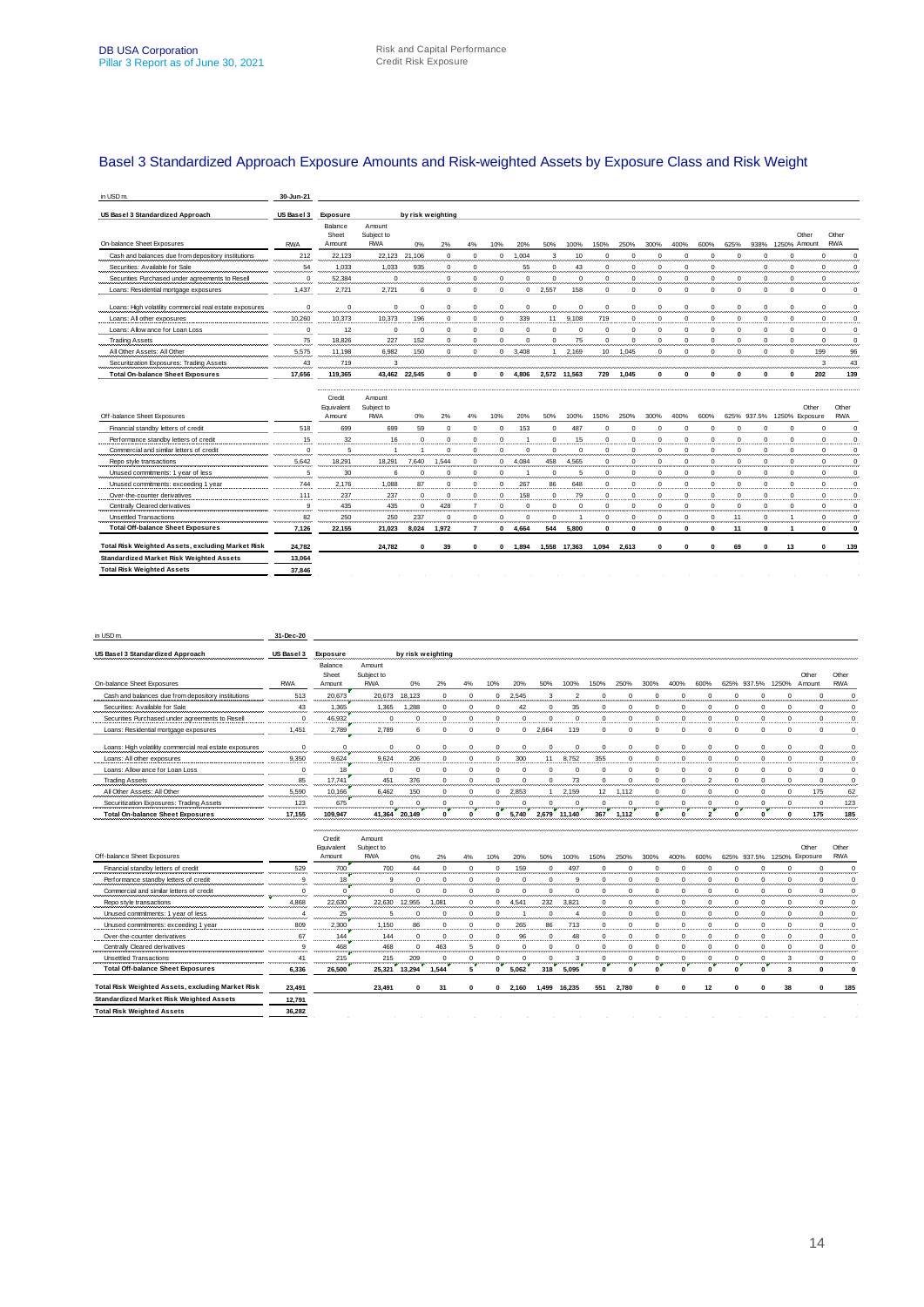## Basel 3 Standardized Approach Exposure Amounts and Risk-weighted Assets by Exposure Class and Risk Weight

in USD m.

| US Basel 3 Standardized Approach | US Basel 3 | Exposure | | by risk weighting | | | | | | | | | | | | | | | | |
|---|---|---|---|---|---|---|---|---|---|---|---|---|---|---|---|---|---|---|---|---|
| | 30-Jun-21 | | | | | | | | | | | | | | | | | | | |
| On-balance Sheet Exposures | RWA | Balance Sheet Amount | Amount Subject to RWA | 0% | 2% | 4% | 10% | 20% | 50% | 100% | 150% | 250% | 300% | 400% | 600% | 625% | 938% | 1250% | Other Amount | Other RWA |
| Cash and balances due from depository institutions | 212 | 22,123 | 22,123 | 21,106 | 0 | 0 | 0 | 1,004 | 3 | 10 | 0 | 0 | 0 | 0 | 0 | 0 | 0 | 0 | 0 | 0 |
| Securities: Available for Sale | 54 | 1,033 | 1,033 | 935 | 0 | 0 | | 55 | 0 | 43 | 0 | 0 | 0 | 0 | 0 | 0 | 0 | 0 | 0 | 0 |
| Securities Purchased under agreements to Resell | 0 | 52,384 | 0 | | 0 | 0 | 0 | 0 | 0 | 0 | 0 | 0 | 0 | 0 | 0 | 0 | 0 | 0 | 0 | |
| Loans: Residential mortgage exposures | 1,437 | 2,721 | 2,721 | 6 | 0 | 0 | 0 | 0 | 2,557 | 158 | 0 | 0 | 0 | 0 | 0 | 0 | 0 | 0 | 0 | 0 |
| Loans: High volatility commercial real estate exposures | 0 | 0 | 0 | 0 | 0 | 0 | 0 | 0 | 0 | 0 | 0 | 0 | 0 | 0 | 0 | 0 | 0 | 0 | 0 | 0 |
| Loans: All other exposures | 10,260 | 10,373 | 10,373 | 196 | 0 | 0 | 0 | 339 | 11 | 9,108 | 719 | 0 | 0 | 0 | 0 | 0 | 0 | 0 | 0 | 0 |
| Loans: Allowance for Loan Loss | 0 | 12 | 0 | 0 | 0 | 0 | 0 | 0 | 0 | 0 | 0 | 0 | 0 | 0 | 0 | 0 | 0 | 0 | 0 | 0 |
| Trading Assets | 75 | 18,826 | 227 | 152 | 0 | 0 | 0 | 0 | 0 | 75 | 0 | 0 | 0 | 0 | 0 | 0 | 0 | 0 | 0 | 0 |
| All Other Assets: All Other | 5,575 | 11,198 | 6,982 | 150 | 0 | 0 | 0 | 3,408 | 1 | 2,169 | 10 | 1,045 | 0 | 0 | 0 | 0 | 0 | 0 | 199 | 96 |
| Securitization Exposures: Trading Assets | 43 | 719 | 3 | | | | | | | | | | | | | | | | 3 | 43 |
| **Total On-balance Sheet Exposures** | **17,656** | **119,365** | **43,462** | **22,545** | **0** | **0** | **0** | **4,806** | **2,572** | **11,563** | **729** | **1,045** | **0** | **0** | **0** | **0** | **0** | **0** | **202** | **139** |
| Off-balance Sheet Exposures | | Credit Equivalent Amount | Amount Subject to RWA | 0% | 2% | 4% | 10% | 20% | 50% | 100% | 150% | 250% | 300% | 400% | 600% | 625% | 937.5% | 1250% | Other Exposure | Other RWA |
| Financial standby letters of credit | 518 | 699 | 699 | 59 | 0 | 0 | 0 | 153 | 0 | 487 | 0 | 0 | 0 | 0 | 0 | 0 | 0 | 0 | 0 | 0 |
| Performance standby letters of credit | 15 | 32 | 16 | 0 | 0 | 0 | 0 | 1 | 0 | 15 | 0 | 0 | 0 | 0 | 0 | 0 | 0 | 0 | 0 | 0 |
| Commercial and similar letters of credit | 0 | 5 | 1 | 1 | 0 | 0 | 0 | 0 | 0 | 0 | 0 | 0 | 0 | 0 | 0 | 0 | 0 | 0 | 0 | 0 |
| Repo style transactions | 5,642 | 18,291 | 18,291 | 7,640 | 1,544 | 0 | 0 | 4,084 | 458 | 4,565 | 0 | 0 | 0 | 0 | 0 | 0 | 0 | 0 | 0 | 0 |
| Unused commitments: 1 year of less | 5 | 30 | 6 | 0 | 0 | 0 | 0 | 1 | 0 | 5 | 0 | 0 | 0 | 0 | 0 | 0 | 0 | 0 | 0 | 0 |
| Unused commitments: exceeding 1 year | 744 | 2,176 | 1,088 | 87 | 0 | 0 | 0 | 267 | 86 | 648 | 0 | 0 | 0 | 0 | 0 | 0 | 0 | 0 | 0 | 0 |
| Over-the-counter derivatives | 111 | 237 | 237 | 0 | 0 | 0 | 0 | 158 | 0 | 79 | 0 | 0 | 0 | 0 | 0 | 0 | 0 | 0 | 0 | 0 |
| Centrally Cleared derivatives | 9 | 435 | 435 | 0 | 428 | 7 | 0 | 0 | 0 | 0 | 0 | 0 | 0 | 0 | 0 | 0 | 0 | 0 | 0 | 0 |
| Unsettled Transactions | 82 | 250 | 250 | 237 | 0 | 0 | 0 | 0 | 0 | 1 | 0 | 0 | 0 | 0 | 0 | 11 | 0 | 1 | 0 | 0 |
| **Total Off-balance Sheet Exposures** | **7,126** | **22,155** | **21,023** | **8,024** | **1,972** | **7** | **0** | **4,664** | **544** | **5,800** | **0** | **0** | **0** | **0** | **0** | **11** | **0** | **1** | **0** | **0** |
| **Total Risk Weighted Assets, excluding Market Risk** | **24,782** | | **24,782** | **0** | **39** | **0** | **0** | **1,894** | **1,558** | **17,363** | **1,094** | **2,613** | **0** | **0** | **0** | **69** | **0** | **13** | **0** | **139** |
| **Standardized Market Risk Weighted Assets** | **13,064** | | | | | | | | | | | | | | | | | | | |
| **Total Risk Weighted Assets** | **37,846** | | | | | | | | | | | | | | | | | | | |

in USD m.

| US Basel 3 Standardized Approach | US Basel 3 | Exposure | | by risk weighting | | | | | | | | | | | | | | | | |
|---|---|---|---|---|---|---|---|---|---|---|---|---|---|---|---|---|---|---|---|---|
| | 31-Dec-20 | | | | | | | | | | | | | | | | | | | |
| On-balance Sheet Exposures | RWA | Balance Sheet Amount | Amount Subject to RWA | 0% | 2% | 4% | 10% | 20% | 50% | 100% | 150% | 250% | 300% | 400% | 600% | 625% | 937.5% | 1250% | Other Amount | Other RWA |
| Cash and balances due from depository institutions | 513 | 20,673 | 20,673 | 18,123 | 0 | 0 | 0 | 2,545 | 3 | 2 | 0 | 0 | 0 | 0 | 0 | 0 | 0 | 0 | 0 | 0 |
| Securities: Available for Sale | 43 | 1,365 | 1,365 | 1,288 | 0 | 0 | 0 | 42 | 0 | 35 | 0 | 0 | 0 | 0 | 0 | 0 | 0 | 0 | 0 | 0 |
| Securities Purchased under agreements to Resell | 0 | 46,932 | 0 | 0 | 0 | 0 | 0 | 0 | 0 | 0 | 0 | 0 | 0 | 0 | 0 | 0 | 0 | 0 | 0 | 0 |
| Loans: Residential mortgage exposures | 1,451 | 2,789 | 2,789 | 6 | 0 | 0 | 0 | 0 | 2,664 | 119 | 0 | 0 | 0 | 0 | 0 | 0 | 0 | 0 | 0 | 0 |
| Loans: High volatility commercial real estate exposures | 0 | 0 | 0 | 0 | 0 | 0 | 0 | 0 | 0 | 0 | 0 | 0 | 0 | 0 | 0 | 0 | 0 | 0 | 0 | 0 |
| Loans: All other exposures | 9,350 | 9,624 | 9,624 | 206 | 0 | 0 | 0 | 300 | 11 | 8,752 | 355 | 0 | 0 | 0 | 0 | 0 | 0 | 0 | 0 | 0 |
| Loans: Allow ance for Loan Loss | 0 | 18 | 0 | 0 | 0 | 0 | 0 | 0 | 0 | 0 | 0 | 0 | 0 | 0 | 0 | 0 | 0 | 0 | 0 | 0 |
| Trading Assets | 85 | 17,741 | 451 | 376 | 0 | 0 | 0 | 0 | 0 | 73 | 0 | 0 | 0 | 0 | 2 | 0 | 0 | 0 | 0 | 0 |
| All Other Assets: All Other | 5,590 | 10,166 | 6,462 | 150 | 0 | 0 | 0 | 2,853 | 1 | 2,159 | 12 | 1,112 | 0 | 0 | 0 | 0 | 0 | 0 | 175 | 62 |
| Securitization Exposures: Trading Assets | 123 | 675 | 0 | 0 | 0 | 0 | 0 | 0 | 0 | 0 | 0 | 0 | 0 | 0 | 0 | 0 | 0 | 0 | 0 | 123 |
| **Total On-balance Sheet Exposures** | **17,155** | **109,947** | **41,364** | **20,149** | **0** | **0** | **0** | **5,740** | **2,679** | **11,140** | **367** | **1,112** | **0** | **0** | **2** | **0** | **0** | **0** | **175** | **185** |
| Off-balance Sheet Exposures | | Credit Equivalent Amount | Amount Subject to RWA | 0% | 2% | 4% | 10% | 20% | 50% | 100% | 150% | 250% | 300% | 400% | 600% | 625% | 937.5% | 1250% | Other Exposure | Other RWA |
| Financial standby letters of credit | 529 | 700 | 700 | 44 | 0 | 0 | 0 | 159 | 0 | 497 | 0 | 0 | 0 | 0 | 0 | 0 | 0 | 0 | 0 | 0 |
| Performance standby letters of credit | 9 | 18 | 9 | 0 | 0 | 0 | 0 | 0 | 0 | 9 | 0 | 0 | 0 | 0 | 0 | 0 | 0 | 0 | 0 | 0 |
| Commercial and similar letters of credit | 0 | 0 | 0 | 0 | 0 | 0 | 0 | 0 | 0 | 0 | 0 | 0 | 0 | 0 | 0 | 0 | 0 | 0 | 0 | 0 |
| Repo style transactions | 4,868 | 22,630 | 22,630 | 12,955 | 1,081 | 0 | 0 | 4,541 | 232 | 3,821 | 0 | 0 | 0 | 0 | 0 | 0 | 0 | 0 | 0 | 0 |
| Unused commitments: 1 year of less | 4 | 25 | 5 | 0 | 0 | 0 | 0 | 1 | 0 | 4 | 0 | 0 | 0 | 0 | 0 | 0 | 0 | 0 | 0 | 0 |
| Unused commitments: exceeding 1 year | 809 | 2,300 | 1,150 | 86 | 0 | 0 | 0 | 265 | 86 | 713 | 0 | 0 | 0 | 0 | 0 | 0 | 0 | 0 | 0 | 0 |
| Over-the-counter derivatives | 67 | 144 | 144 | 0 | 0 | 0 | 0 | 96 | 0 | 48 | 0 | 0 | 0 | 0 | 0 | 0 | 0 | 0 | 0 | 0 |
| Centrally Cleared derivatives | 9 | 468 | 468 | 0 | 463 | 5 | 0 | 0 | 0 | 0 | 0 | 0 | 0 | 0 | 0 | 0 | 0 | 0 | 0 | 0 |
| Unsettled Transactions | 41 | 215 | 215 | 209 | 0 | 0 | 0 | 0 | 0 | 3 | 0 | 0 | 0 | 0 | 0 | 0 | 0 | 3 | 0 | 0 |
| **Total Off-balance Sheet Exposures** | **6,336** | **26,500** | **25,321** | **13,294** | **1,544** | **5** | **0** | **5,062** | **318** | **5,095** | **0** | **0** | **0** | **0** | **0** | **0** | **0** | **3** | **0** | **0** |
| **Total Risk Weighted Assets, excluding Market Risk** | **23,491** | | **23,491** | **0** | **31** | **0** | **0** | **2,160** | **1,499** | **16,235** | **551** | **2,780** | **0** | **0** | **12** | **0** | **0** | **38** | **0** | **185** |
| **Standardized Market Risk Weighted Assets** | **12,791** | | | | | | | | | | | | | | | | | | | |
| **Total Risk Weighted Assets** | **36,282** | | | | | | | | | | | | | | | | | | | |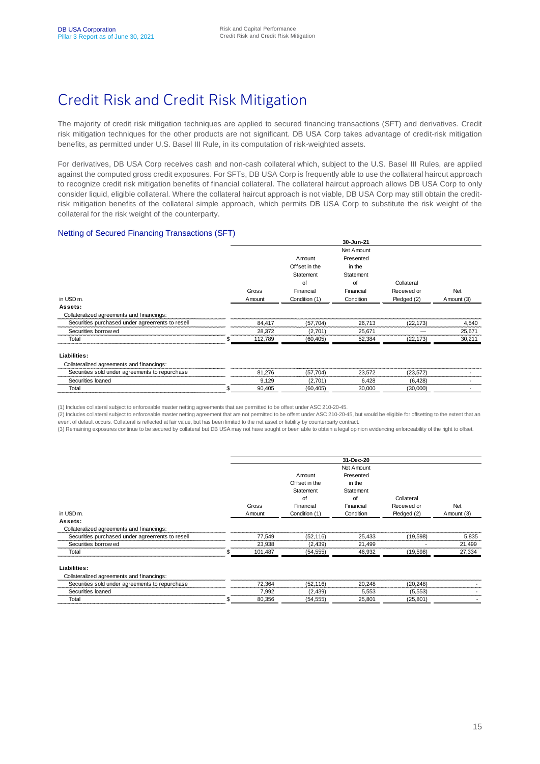# Credit Risk and Credit Risk Mitigation

The majority of credit risk mitigation techniques are applied to secured financing transactions (SFT) and derivatives. Credit risk mitigation techniques for the other products are not significant. DB USA Corp takes advantage of credit-risk mitigation benefits, as permitted under U.S. Basel III Rule, in its computation of risk-weighted assets.

For derivatives, DB USA Corp receives cash and non-cash collateral which, subject to the U.S. Basel III Rules, are applied against the computed gross credit exposures. For SFTs, DB USA Corp is frequently able to use the collateral haircut approach to recognize credit risk mitigation benefits of financial collateral. The collateral haircut approach allows DB USA Corp to only consider liquid, eligible collateral. Where the collateral haircut approach is not viable, DB USA Corp may still obtain the credit-risk mitigation benefits of the collateral simple approach, which permits DB USA Corp to substitute the risk weight of the collateral for the risk weight of the counterparty.

## Netting of Secured Financing Transactions (SFT)

| | 30-Jun-21 | | | | |
|---|---|---|---|---|---|
| in USD m. | Gross Amount | Amount Offset in the Statement of Financial Condition (1) | Net Amount Presented in the Statement of Financial Condition | Collateral Received or Pledged (2) | Net Amount (3) |
| **Assets:** | | | | | |
| Collateralized agreements and financings: | | | | | |
| Securities purchased under agreements to resell | 84,417 | (57,704) | 26,713 | (22,173) | 4,540 |
| Securities borrowed | 28,372 | (2,701) | 25,671 | — | 25,671 |
| Total | $ 112,789 | (60,405) | 52,384 | (22,173) | 30,211 |
| **Liabilities:** | | | | | |
| Collateralized agreements and financings: | | | | | |
| Securities sold under agreements to repurchase | 81,276 | (57,704) | 23,572 | (23,572) | - |
| Securities loaned | 9,129 | (2,701) | 6,428 | (6,428) | - |
| Total | $ 90,405 | (60,405) | 30,000 | (30,000) | - |

(1) Includes collateral subject to enforceable master netting agreements that are permitted to be offset under ASC 210-20-45.

(2) Includes collateral subject to enforceable master netting agreement that are not permitted to be offset under ASC 210-20-45, but would be eligible for offsetting to the extent that an event of default occurs. Collateral is reflected at fair value, but has been limited to the net asset or liability by counterparty contract.

(3) Remaining exposures continue to be secured by collateral but DB USA may not have sought or been able to obtain a legal opinion evidencing enforceability of the right to offset.

| | 31-Dec-20 | | | | |
|---|---|---|---|---|---|
| in USD m. | Gross Amount | Amount Offset in the Statement of Financial Condition (1) | Net Amount Presented in the Statement of Financial Condition | Collateral Received or Pledged (2) | Net Amount (3) |
| **Assets:** | | | | | |
| Collateralized agreements and financings: | | | | | |
| Securities purchased under agreements to resell | 77,549 | (52,116) | 25,433 | (19,598) | 5,835 |
| Securities borrowed | 23,938 | (2,439) | 21,499 | - | 21,499 |
| Total | $ 101,487 | (54,555) | 46,932 | (19,598) | 27,334 |
| **Liabilities:** | | | | | |
| Collateralized agreements and financings: | | | | | |
| Securities sold under agreements to repurchase | 72,364 | (52,116) | 20,248 | (20,248) | - |
| Securities loaned | 7,992 | (2,439) | 5,553 | (5,553) | - |
| Total | $ 80,356 | (54,555) | 25,801 | (25,801) | - |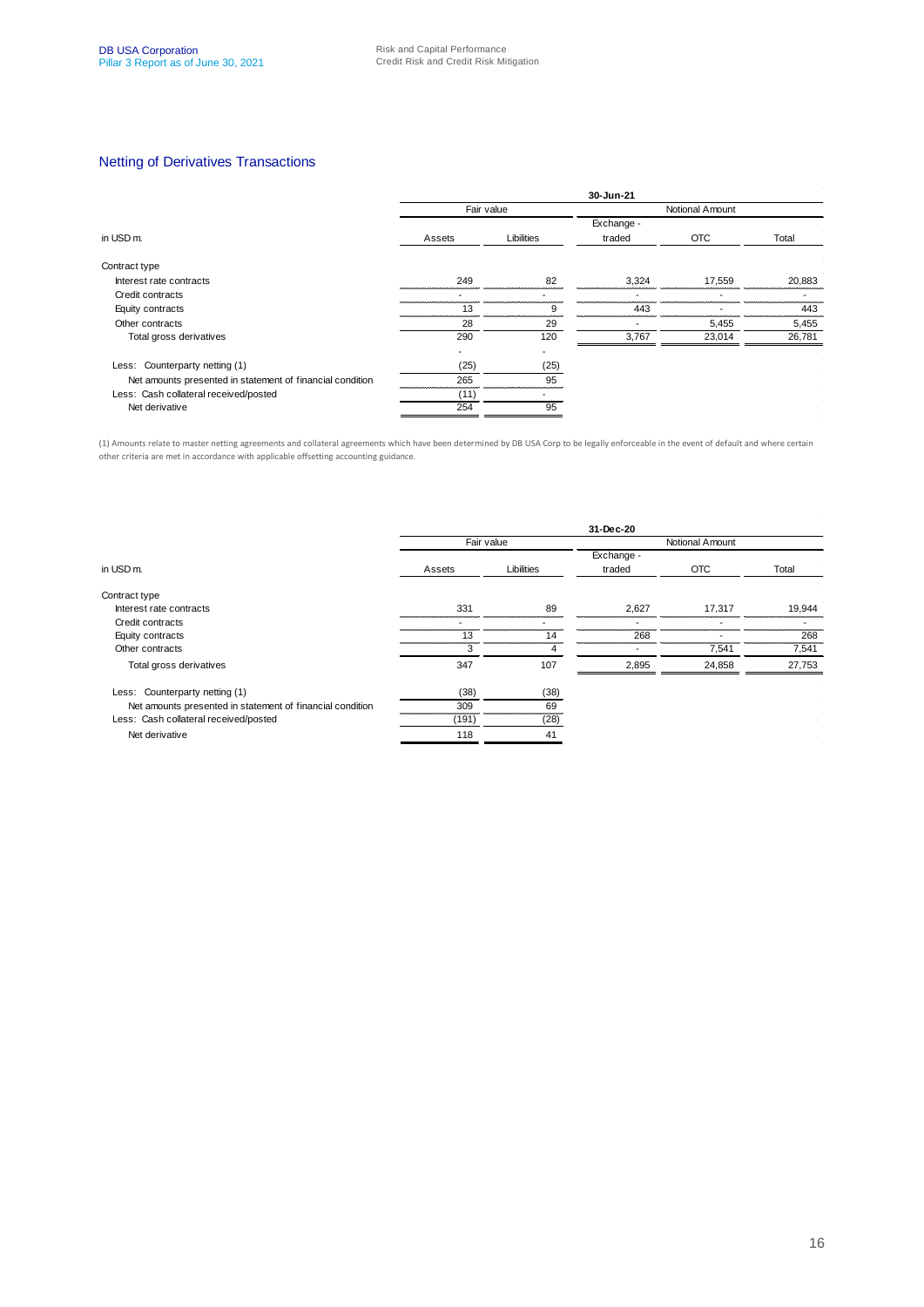## Netting of Derivatives Transactions

| | 30-Jun-21 | | | | |
|---|---|---|---|---|---|
| | Fair value | | Notional Amount | | |
| in USD m. | Assets | Libilities | Exchange - traded | OTC | Total |
| Contract type | | | | | |
| Interest rate contracts | 249 | 82 | 3,324 | 17,559 | 20,883 |
| Credit contracts | - | - | - | - | - |
| Equity contracts | 13 | 9 | 443 | - | 443 |
| Other contracts | 28 | 29 | - | 5,455 | 5,455 |
| Total gross derivatives | 290 | 120 | 3,767 | 23,014 | 26,781 |
| | - | - | | | |
| Less: Counterparty netting (1) | (25) | (25) | | | |
| Net amounts presented in statement of financial condition | 265 | 95 | | | |
| Less: Cash collateral received/posted | (11) | - | | | |
| Net derivative | 254 | 95 | | | |

(1) Amounts relate to master netting agreements and collateral agreements which have been determined by DB USA Corp to be legally enforceable in the event of default and where certain other criteria are met in accordance with applicable offsetting accounting guidance.

| | 31-Dec-20 | | | | |
|---|---|---|---|---|---|
| | Fair value | | Notional Amount | | |
| in USD m. | Assets | Libilities | Exchange - traded | OTC | Total |
| Contract type | | | | | |
| Interest rate contracts | 331 | 89 | 2,627 | 17,317 | 19,944 |
| Credit contracts | - | - | - | - | - |
| Equity contracts | 13 | 14 | 268 | - | 268 |
| Other contracts | 3 | 4 | - | 7,541 | 7,541 |
| Total gross derivatives | 347 | 107 | 2,895 | 24,858 | 27,753 |
| Less: Counterparty netting (1) | (38) | (38) | | | |
| Net amounts presented in statement of financial condition | 309 | 69 | | | |
| Less: Cash collateral received/posted | (191) | (28) | | | |
| Net derivative | 118 | 41 | | | |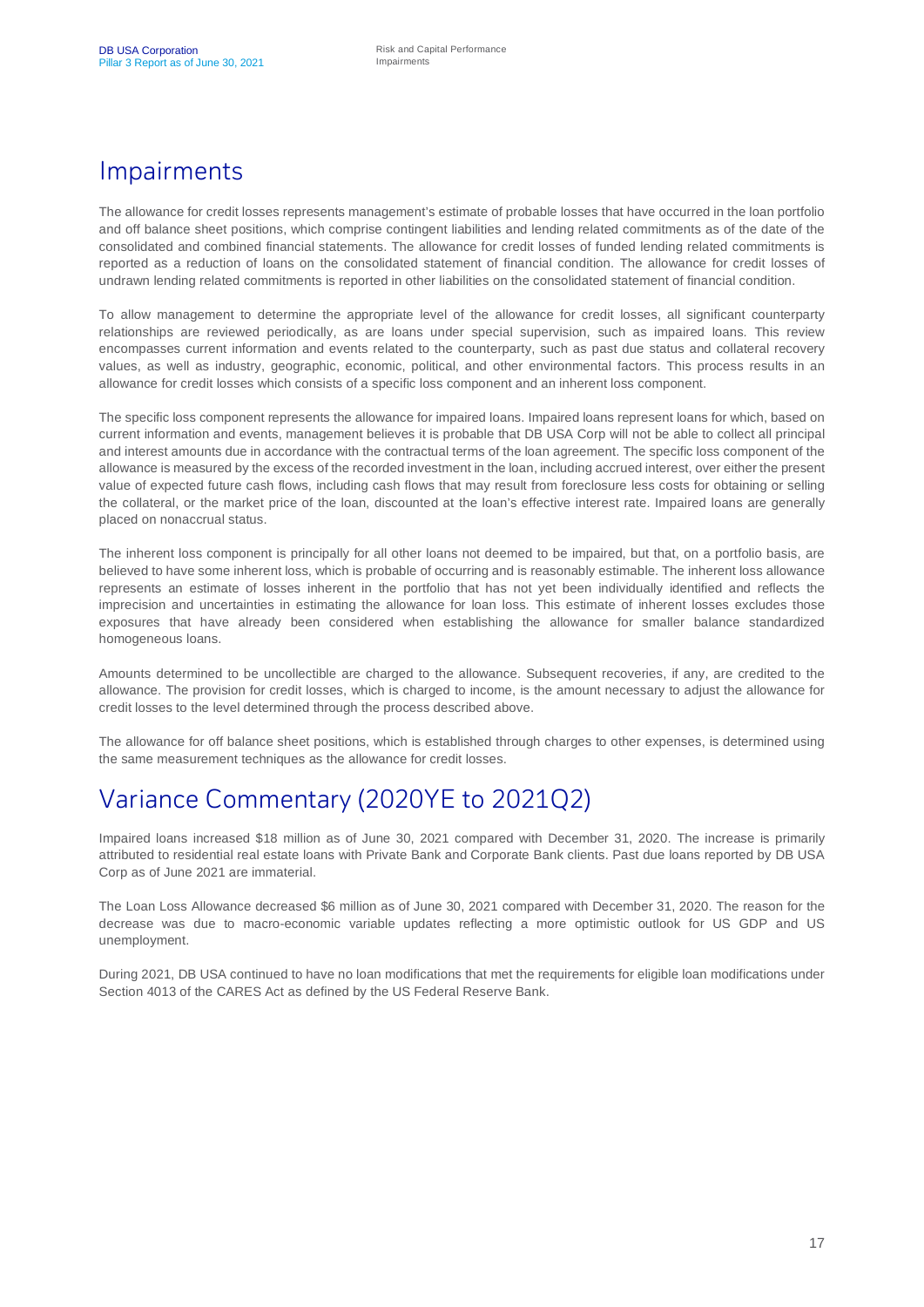# Impairments

The allowance for credit losses represents management's estimate of probable losses that have occurred in the loan portfolio and off balance sheet positions, which comprise contingent liabilities and lending related commitments as of the date of the consolidated and combined financial statements. The allowance for credit losses of funded lending related commitments is reported as a reduction of loans on the consolidated statement of financial condition. The allowance for credit losses of undrawn lending related commitments is reported in other liabilities on the consolidated statement of financial condition.

To allow management to determine the appropriate level of the allowance for credit losses, all significant counterparty relationships are reviewed periodically, as are loans under special supervision, such as impaired loans. This review encompasses current information and events related to the counterparty, such as past due status and collateral recovery values, as well as industry, geographic, economic, political, and other environmental factors. This process results in an allowance for credit losses which consists of a specific loss component and an inherent loss component.

The specific loss component represents the allowance for impaired loans. Impaired loans represent loans for which, based on current information and events, management believes it is probable that DB USA Corp will not be able to collect all principal and interest amounts due in accordance with the contractual terms of the loan agreement. The specific loss component of the allowance is measured by the excess of the recorded investment in the loan, including accrued interest, over either the present value of expected future cash flows, including cash flows that may result from foreclosure less costs for obtaining or selling the collateral, or the market price of the loan, discounted at the loan's effective interest rate. Impaired loans are generally placed on nonaccrual status.

The inherent loss component is principally for all other loans not deemed to be impaired, but that, on a portfolio basis, are believed to have some inherent loss, which is probable of occurring and is reasonably estimable. The inherent loss allowance represents an estimate of losses inherent in the portfolio that has not yet been individually identified and reflects the imprecision and uncertainties in estimating the allowance for loan loss. This estimate of inherent losses excludes those exposures that have already been considered when establishing the allowance for smaller balance standardized homogeneous loans.

Amounts determined to be uncollectible are charged to the allowance. Subsequent recoveries, if any, are credited to the allowance. The provision for credit losses, which is charged to income, is the amount necessary to adjust the allowance for credit losses to the level determined through the process described above.

The allowance for off balance sheet positions, which is established through charges to other expenses, is determined using the same measurement techniques as the allowance for credit losses.

# Variance Commentary (2020YE to 2021Q2)

Impaired loans increased $18 million as of June 30, 2021 compared with December 31, 2020. The increase is primarily attributed to residential real estate loans with Private Bank and Corporate Bank clients. Past due loans reported by DB USA Corp as of June 2021 are immaterial.

The Loan Loss Allowance decreased $6 million as of June 30, 2021 compared with December 31, 2020. The reason for the decrease was due to macro-economic variable updates reflecting a more optimistic outlook for US GDP and US unemployment.

During 2021, DB USA continued to have no loan modifications that met the requirements for eligible loan modifications under Section 4013 of the CARES Act as defined by the US Federal Reserve Bank.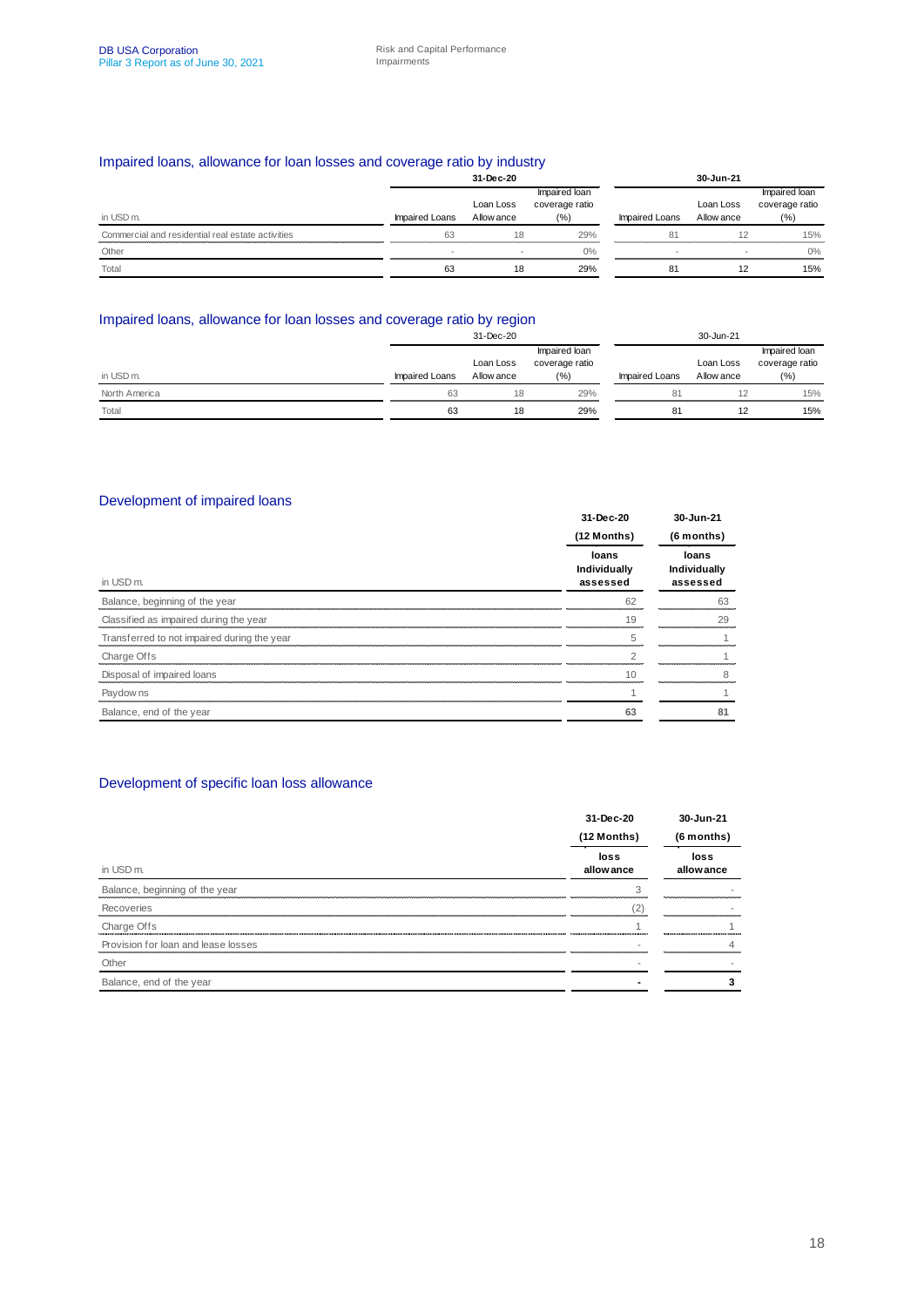## Impaired loans, allowance for loan losses and coverage ratio by industry

| in USD m. | 31-Dec-20 | | | 30-Jun-21 | | |
|---|---|---|---|---|---|---|
| | Impaired Loans | Loan Loss Allowance | Impaired loan coverage ratio (%) | Impaired Loans | Loan Loss Allowance | Impaired loan coverage ratio (%) |
| Commercial and residential real estate activities | 63 | 18 | 29% | 81 | 12 | 15% |
| Other | - | - | 0% | - | - | 0% |
| Total | 63 | 18 | 29% | 81 | 12 | 15% |

## Impaired loans, allowance for loan losses and coverage ratio by region

| in USD m. | 31-Dec-20 | | | 30-Jun-21 | | |
|---|---|---|---|---|---|---|
| | Impaired Loans | Loan Loss Allowance | Impaired loan coverage ratio (%) | Impaired Loans | Loan Loss Allowance | Impaired loan coverage ratio (%) |
| North America | 63 | 18 | 29% | 81 | 12 | 15% |
| Total | 63 | 18 | 29% | 81 | 12 | 15% |

## Development of impaired loans

| in USD m. | 31-Dec-20 (12 Months) loans Individually assessed | 30-Jun-21 (6 months) loans Individually assessed |
|---|---|---|
| Balance, beginning of the year | 62 | 63 |
| Classified as impaired during the year | 19 | 29 |
| Transferred to not impaired during the year | 5 | 1 |
| Charge Offs | 2 | 1 |
| Disposal of impaired loans | 10 | 8 |
| Paydowns | 1 | 1 |
| Balance, end of the year | 63 | 81 |

## Development of specific loan loss allowance

| in USD m. | 31-Dec-20 (12 Months) loss allowance | 30-Jun-21 (6 months) loss allowance |
|---|---|---|
| Balance, beginning of the year | 3 | - |
| Recoveries | (2) | - |
| Charge Offs | 1 | 1 |
| Provision for loan and lease losses | - | 4 |
| Other | - | - |
| Balance, end of the year | - | 3 |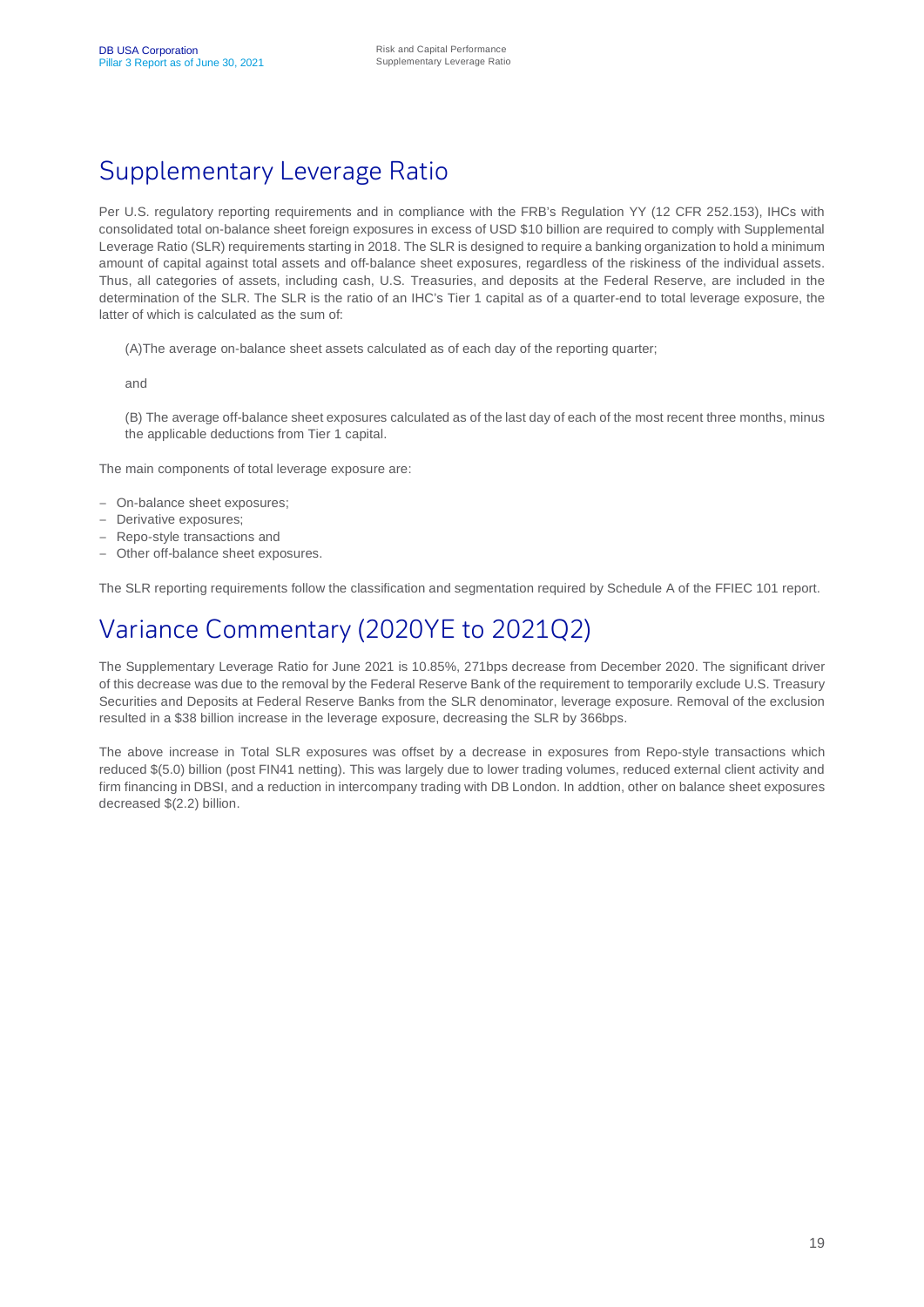# Supplementary Leverage Ratio

Per U.S. regulatory reporting requirements and in compliance with the FRB's Regulation YY (12 CFR 252.153), IHCs with consolidated total on-balance sheet foreign exposures in excess of USD $10 billion are required to comply with Supplemental Leverage Ratio (SLR) requirements starting in 2018. The SLR is designed to require a banking organization to hold a minimum amount of capital against total assets and off-balance sheet exposures, regardless of the riskiness of the individual assets. Thus, all categories of assets, including cash, U.S. Treasuries, and deposits at the Federal Reserve, are included in the determination of the SLR. The SLR is the ratio of an IHC's Tier 1 capital as of a quarter-end to total leverage exposure, the latter of which is calculated as the sum of:

(A)The average on-balance sheet assets calculated as of each day of the reporting quarter;

and

(B) The average off-balance sheet exposures calculated as of the last day of each of the most recent three months, minus the applicable deductions from Tier 1 capital.

The main components of total leverage exposure are:

- On-balance sheet exposures;
- Derivative exposures;
- Repo-style transactions and
- Other off-balance sheet exposures.

The SLR reporting requirements follow the classification and segmentation required by Schedule A of the FFIEC 101 report.

# Variance Commentary (2020YE to 2021Q2)

The Supplementary Leverage Ratio for June 2021 is 10.85%, 271bps decrease from December 2020. The significant driver of this decrease was due to the removal by the Federal Reserve Bank of the requirement to temporarily exclude U.S. Treasury Securities and Deposits at Federal Reserve Banks from the SLR denominator, leverage exposure. Removal of the exclusion resulted in a $38 billion increase in the leverage exposure, decreasing the SLR by 366bps.

The above increase in Total SLR exposures was offset by a decrease in exposures from Repo-style transactions which reduced $(5.0) billion (post FIN41 netting). This was largely due to lower trading volumes, reduced external client activity and firm financing in DBSI, and a reduction in intercompany trading with DB London. In addtion, other on balance sheet exposures decreased $(2.2) billion.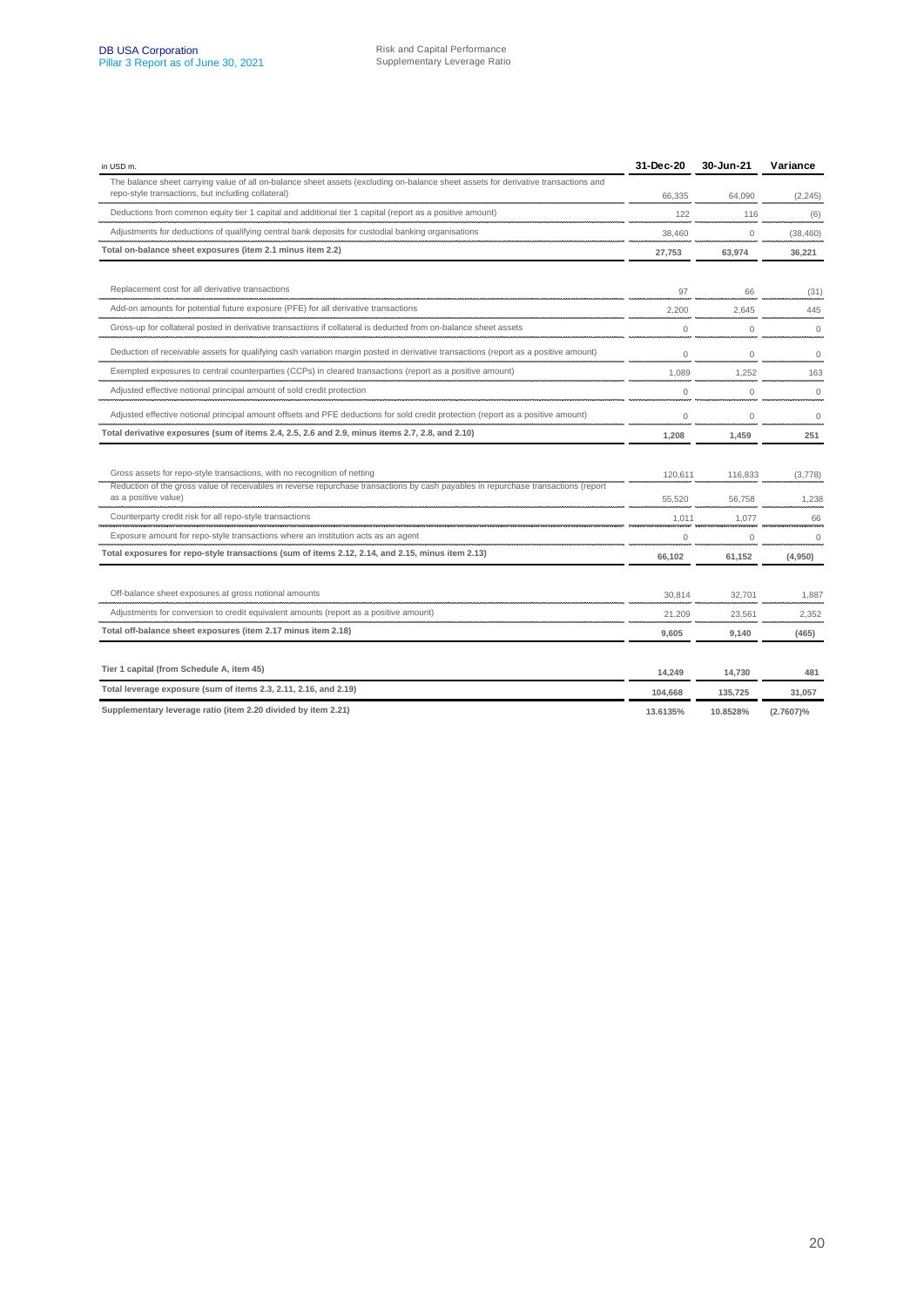| in USD m. | 31-Dec-20 | 30-Jun-21 | Variance |
| --- | --- | --- | --- |
| The balance sheet carrying value of all on-balance sheet assets (excluding on-balance sheet assets for derivative transactions and repo-style transactions, but including collateral) | 66,335 | 64,090 | (2,245) |
| Deductions from common equity tier 1 capital and additional tier 1 capital (report as a positive amount) | 122 | 116 | (6) |
| Adjustments for deductions of qualifying central bank deposits for custodial banking organisations | 38,460 | 0 | (38,460) |
| **Total on-balance sheet exposures (item 2.1 minus item 2.2)** | **27,753** | **63,974** | **36,221** |
| Replacement cost for all derivative transactions | 97 | 66 | (31) |
| Add-on amounts for potential future exposure (PFE) for all derivative transactions | 2,200 | 2,645 | 445 |
| Gross-up for collateral posted in derivative transactions if collateral is deducted from on-balance sheet assets | 0 | 0 | 0 |
| Deduction of receivable assets for qualifying cash variation margin posted in derivative transactions (report as a positive amount) | 0 | 0 | 0 |
| Exempted exposures to central counterparties (CCPs) in cleared transactions (report as a positive amount) | 1,089 | 1,252 | 163 |
| Adjusted effective notional principal amount of sold credit protection | 0 | 0 | 0 |
| Adjusted effective notional principal amount offsets and PFE deductions for sold credit protection (report as a positive amount) | 0 | 0 | 0 |
| **Total derivative exposures (sum of items 2.4, 2.5, 2.6 and 2.9, minus items 2.7, 2.8, and 2.10)** | **1,208** | **1,459** | **251** |
| Gross assets for repo-style transactions, with no recognition of netting | 120,611 | 116,833 | (3,778) |
| Reduction of the gross value of receivables in reverse repurchase transactions by cash payables in repurchase transactions (report as a positive value) | 55,520 | 56,758 | 1,238 |
| Counterparty credit risk for all repo-style transactions | 1,011 | 1,077 | 66 |
| Exposure amount for repo-style transactions where an institution acts as an agent | 0 | 0 | 0 |
| **Total exposures for repo-style transactions (sum of items 2.12, 2.14, and 2.15, minus item 2.13)** | **66,102** | **61,152** | **(4,950)** |
| Off-balance sheet exposures at gross notional amounts | 30,814 | 32,701 | 1,887 |
| Adjustments for conversion to credit equivalent amounts (report as a positive amount) | 21,209 | 23,561 | 2,352 |
| **Total off-balance sheet exposures (item 2.17 minus item 2.18)** | **9,605** | **9,140** | **(465)** |
| **Tier 1 capital (from Schedule A, item 45)** | **14,249** | **14,730** | **481** |
| **Total leverage exposure (sum of items 2.3, 2.11, 2.16, and 2.19)** | **104,668** | **135,725** | **31,057** |
| **Supplementary leverage ratio (item 2.20 divided by item 2.21)** | **13.6135%** | **10.8528%** | **(2.7607)%** |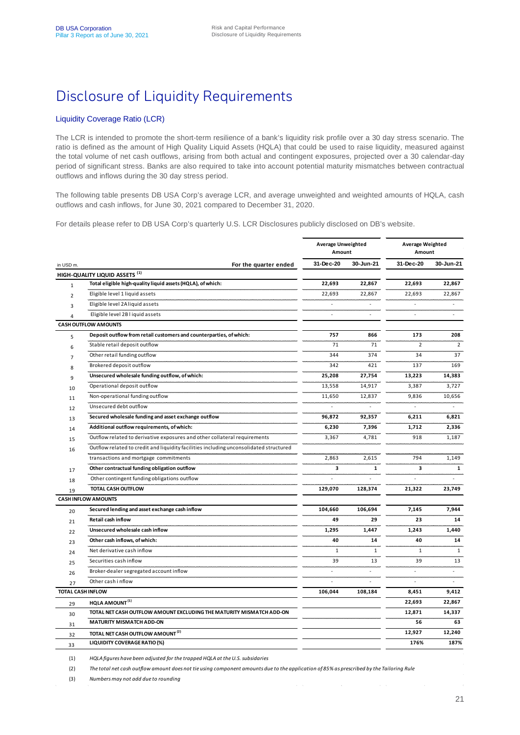# Disclosure of Liquidity Requirements

## Liquidity Coverage Ratio (LCR)

The LCR is intended to promote the short-term resilience of a bank's liquidity risk profile over a 30 day stress scenario. The ratio is defined as the amount of High Quality Liquid Assets (HQLA) that could be used to raise liquidity, measured against the total volume of net cash outflows, arising from both actual and contingent exposures, projected over a 30 calendar-day period of significant stress. Banks are also required to take into account potential maturity mismatches between contractual outflows and inflows during the 30 day stress period.

The following table presents DB USA Corp's average LCR, and average unweighted and weighted amounts of HQLA, cash outflows and cash inflows, for June 30, 2021 compared to December 31, 2020.

For details please refer to DB USA Corp's quarterly U.S. LCR Disclosures publicly disclosed on DB's website.

| | | Average Unweighted Amount | | Average Weighted Amount | |
|---|---|---|---|---|---|
| in USD m. | For the quarter ended | 31-Dec-20 | 30-Jun-21 | 31-Dec-20 | 30-Jun-21 |
| **HIGH-QUALITY LIQUID ASSETS [1]** | | | | | |
| 1 | **Total eligible high-quality liquid assets (HQLA), of which:** | **22,693** | **22,867** | **22,693** | **22,867** |
| 2 | Eligible level 1 liquid assets | 22,693 | 22,867 | 22,693 | 22,867 |
| 3 | Eligible level 2A liquid assets | - | - | - | - |
| 4 | Eligible level 2B liquid assets | - | - | - | - |
| **CASH OUTFLOW AMOUNTS** | | | | | |
| 5 | **Deposit outflow from retail customers and counterparties, of which:** | **757** | **866** | **173** | **208** |
| 6 | Stable retail deposit outflow | 71 | 71 | 2 | 2 |
| 7 | Other retail funding outflow | 344 | 374 | 34 | 37 |
| 8 | Brokered deposit outflow | 342 | 421 | 137 | 169 |
| 9 | **Unsecured wholesale funding outflow, of which:** | **25,208** | **27,754** | **13,223** | **14,383** |
| 10 | Operational deposit outflow | 13,558 | 14,917 | 3,387 | 3,727 |
| 11 | Non-operational funding outflow | 11,650 | 12,837 | 9,836 | 10,656 |
| 12 | Unsecured debt outflow | - | - | - | - |
| 13 | **Secured wholesale funding and asset exchange outflow** | **96,872** | **92,357** | **6,211** | **6,821** |
| 14 | **Additional outflow requirements, of which:** | **6,230** | **7,396** | **1,712** | **2,336** |
| 15 | Outflow related to derivative exposures and other collateral requirements | 3,367 | 4,781 | 918 | 1,187 |
| 16 | Outflow related to credit and liquidity facilities including unconsolidated structured transactions and mortgage commitments | 2,863 | 2,615 | 794 | 1,149 |
| 17 | **Other contractual funding obligation outflow** | **3** | **1** | **3** | **1** |
| 18 | Other contingent funding obligations outflow | - | - | - | - |
| 19 | **TOTAL CASH OUTFLOW** | **129,070** | **128,374** | **21,322** | **23,749** |
| **CASH INFLOW AMOUNTS** | | | | | |
| 20 | **Secured lending and asset exchange cash inflow** | **104,660** | **106,694** | **7,145** | **7,944** |
| 21 | **Retail cash inflow** | **49** | **29** | **23** | **14** |
| 22 | **Unsecured wholesale cash inflow** | **1,295** | **1,447** | **1,243** | **1,440** |
| 23 | **Other cash inflows, of which:** | **40** | **14** | **40** | **14** |
| 24 | Net derivative cash inflow | 1 | 1 | 1 | 1 |
| 25 | Securities cash inflow | 39 | 13 | 39 | 13 |
| 26 | Broker-dealer segregated account inflow | - | - | - | - |
| 27 | Other cash inflow | - | - | - | - |
| **TOTAL CASH INFLOW** | | **106,044** | **108,184** | **8,451** | **9,412** |
| 29 | **HQLA AMOUNT [1]** | | | **22,693** | **22,867** |
| 30 | **TOTAL NET CASH OUTFLOW AMOUNT EXCLUDING THE MATURITY MISMATCH ADD-ON** | | | **12,871** | **14,337** |
| 31 | **MATURITY MISMATCH ADD-ON** | | | **56** | **63** |
| 32 | **TOTAL NET CASH OUTFLOW AMOUNT [2]** | | | **12,927** | **12,240** |
| 33 | **LIQUIDITY COVERAGE RATIO (%)** | | | **176%** | **187%** |

(1) *HQLA figures have been adjusted for the trapped HQLA at the U.S. subsidaries*

(2) *The total net cash outflow amount does not tie using component amounts due to the application of 85% as prescribed by the Tailoring Rule*

(3) *Numbers may not add due to rounding*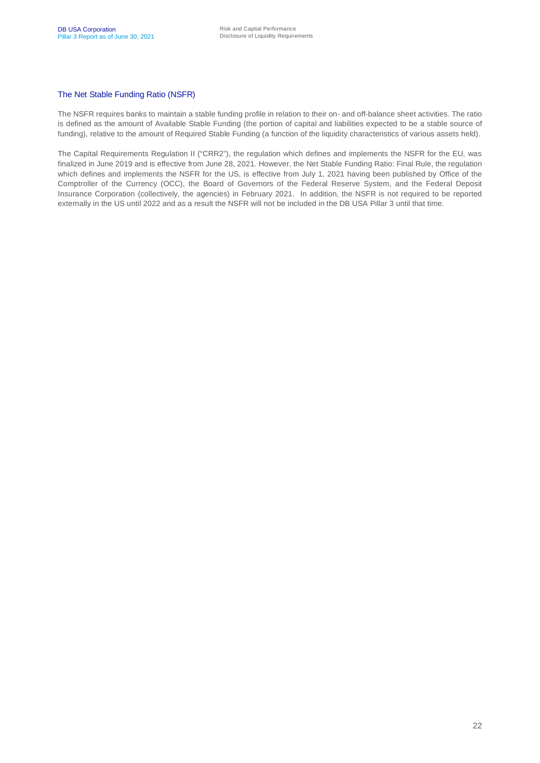## The Net Stable Funding Ratio (NSFR)

The NSFR requires banks to maintain a stable funding profile in relation to their on- and off-balance sheet activities. The ratio is defined as the amount of Available Stable Funding (the portion of capital and liabilities expected to be a stable source of funding), relative to the amount of Required Stable Funding (a function of the liquidity characteristics of various assets held).

The Capital Requirements Regulation II ("CRR2"), the regulation which defines and implements the NSFR for the EU, was finalized in June 2019 and is effective from June 28, 2021. However, the Net Stable Funding Ratio: Final Rule, the regulation which defines and implements the NSFR for the US, is effective from July 1, 2021 having been published by Office of the Comptroller of the Currency (OCC), the Board of Governors of the Federal Reserve System, and the Federal Deposit Insurance Corporation (collectively, the agencies) in February 2021. In addition, the NSFR is not required to be reported externally in the US until 2022 and as a result the NSFR will not be included in the DB USA Pillar 3 until that time.